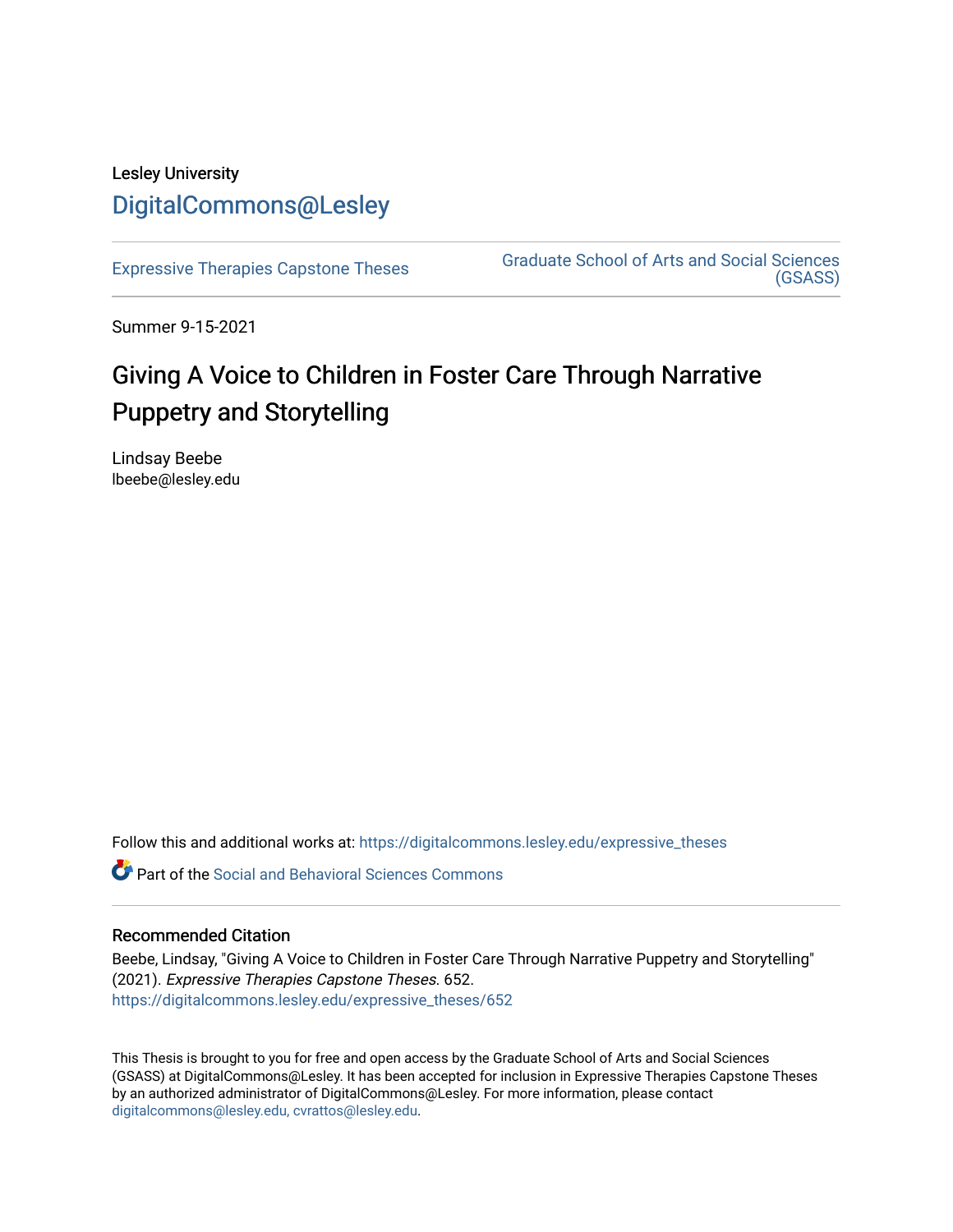Lesley University

DigitalCommons@Lesley

Expressive Therapies Capstone Theses

Graduate School of Arts and Social Sciences (GSASS)

Summer 9-15-2021

# Giving A Voice to Children in Foster Care Through Narrative Puppetry and Storytelling

Lindsay Beebe
lbeebe@lesley.edu

Follow this and additional works at: https://digitalcommons.lesley.edu/expressive_theses

Part of the Social and Behavioral Sciences Commons

### Recommended Citation

Beebe, Lindsay, "Giving A Voice to Children in Foster Care Through Narrative Puppetry and Storytelling" (2021). *Expressive Therapies Capstone Theses*. 652.
https://digitalcommons.lesley.edu/expressive_theses/652

This Thesis is brought to you for free and open access by the Graduate School of Arts and Social Sciences (GSASS) at DigitalCommons@Lesley. It has been accepted for inclusion in Expressive Therapies Capstone Theses by an authorized administrator of DigitalCommons@Lesley. For more information, please contact digitalcommons@lesley.edu, cvrattos@lesley.edu.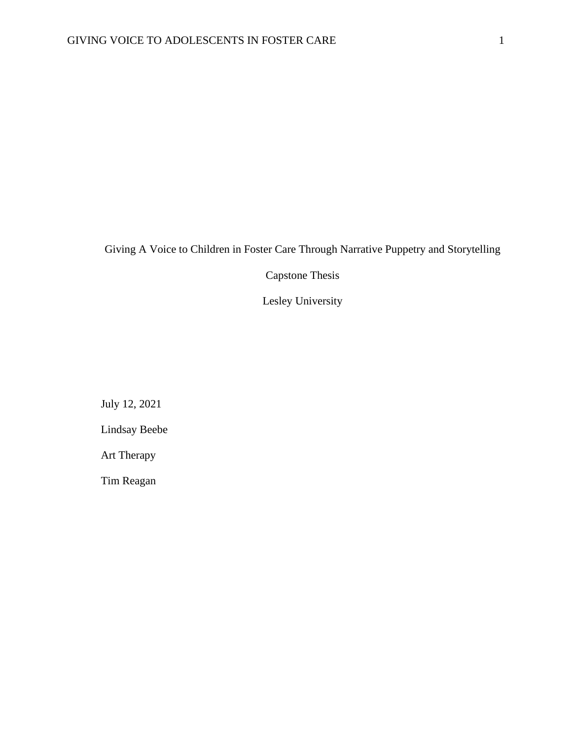Giving A Voice to Children in Foster Care Through Narrative Puppetry and Storytelling

Capstone Thesis

Lesley University

July 12, 2021

Lindsay Beebe

Art Therapy

Tim Reagan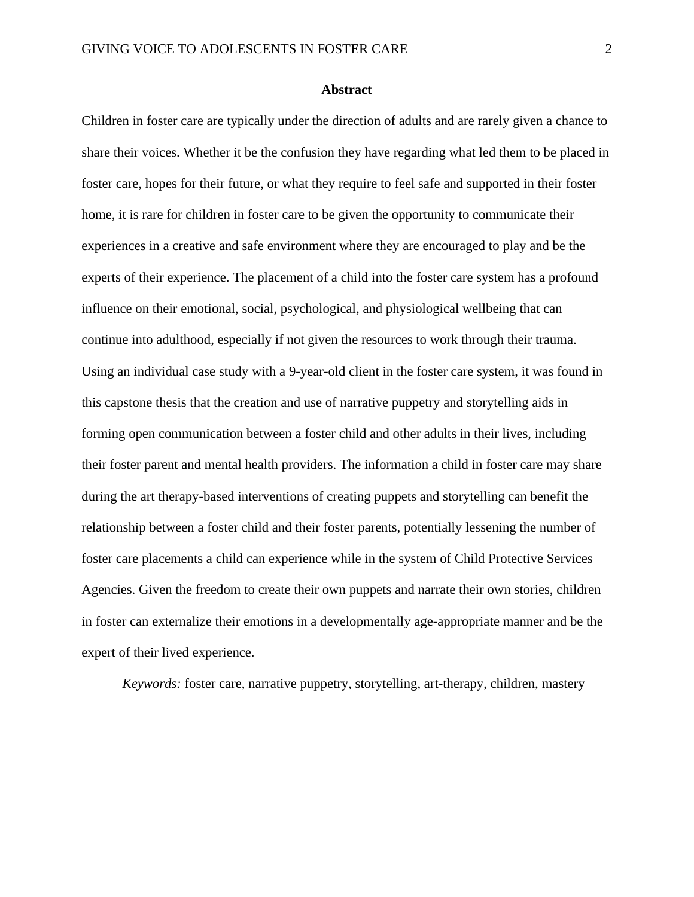# Abstract

Children in foster care are typically under the direction of adults and are rarely given a chance to share their voices. Whether it be the confusion they have regarding what led them to be placed in foster care, hopes for their future, or what they require to feel safe and supported in their foster home, it is rare for children in foster care to be given the opportunity to communicate their experiences in a creative and safe environment where they are encouraged to play and be the experts of their experience. The placement of a child into the foster care system has a profound influence on their emotional, social, psychological, and physiological wellbeing that can continue into adulthood, especially if not given the resources to work through their trauma. Using an individual case study with a 9-year-old client in the foster care system, it was found in this capstone thesis that the creation and use of narrative puppetry and storytelling aids in forming open communication between a foster child and other adults in their lives, including their foster parent and mental health providers. The information a child in foster care may share during the art therapy-based interventions of creating puppets and storytelling can benefit the relationship between a foster child and their foster parents, potentially lessening the number of foster care placements a child can experience while in the system of Child Protective Services Agencies. Given the freedom to create their own puppets and narrate their own stories, children in foster can externalize their emotions in a developmentally age-appropriate manner and be the expert of their lived experience.

*Keywords:* foster care, narrative puppetry, storytelling, art-therapy, children, mastery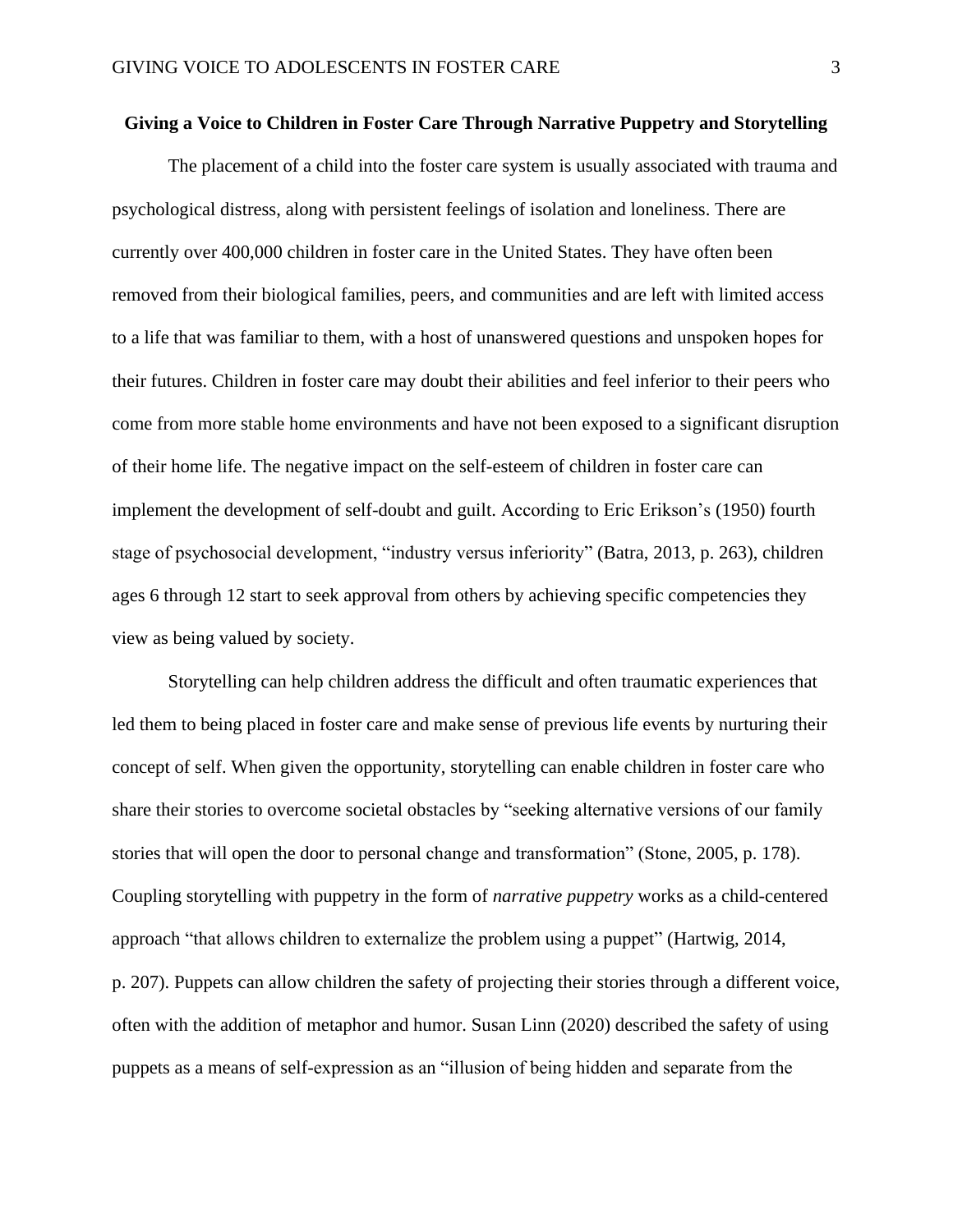**Giving a Voice to Children in Foster Care Through Narrative Puppetry and Storytelling**

The placement of a child into the foster care system is usually associated with trauma and psychological distress, along with persistent feelings of isolation and loneliness. There are currently over 400,000 children in foster care in the United States. They have often been removed from their biological families, peers, and communities and are left with limited access to a life that was familiar to them, with a host of unanswered questions and unspoken hopes for their futures. Children in foster care may doubt their abilities and feel inferior to their peers who come from more stable home environments and have not been exposed to a significant disruption of their home life. The negative impact on the self-esteem of children in foster care can implement the development of self-doubt and guilt. According to Eric Erikson's (1950) fourth stage of psychosocial development, "industry versus inferiority" (Batra, 2013, p. 263), children ages 6 through 12 start to seek approval from others by achieving specific competencies they view as being valued by society.

Storytelling can help children address the difficult and often traumatic experiences that led them to being placed in foster care and make sense of previous life events by nurturing their concept of self. When given the opportunity, storytelling can enable children in foster care who share their stories to overcome societal obstacles by "seeking alternative versions of our family stories that will open the door to personal change and transformation" (Stone, 2005, p. 178). Coupling storytelling with puppetry in the form of *narrative puppetry* works as a child-centered approach "that allows children to externalize the problem using a puppet" (Hartwig, 2014, p. 207). Puppets can allow children the safety of projecting their stories through a different voice, often with the addition of metaphor and humor. Susan Linn (2020) described the safety of using puppets as a means of self-expression as an "illusion of being hidden and separate from the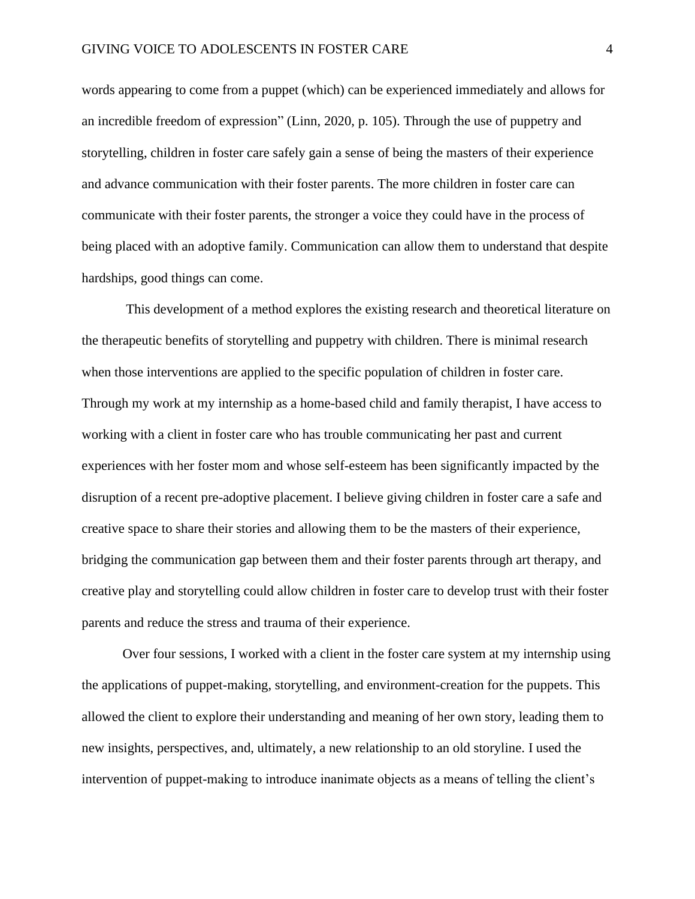words appearing to come from a puppet (which) can be experienced immediately and allows for an incredible freedom of expression" (Linn, 2020, p. 105). Through the use of puppetry and storytelling, children in foster care safely gain a sense of being the masters of their experience and advance communication with their foster parents. The more children in foster care can communicate with their foster parents, the stronger a voice they could have in the process of being placed with an adoptive family. Communication can allow them to understand that despite hardships, good things can come.

This development of a method explores the existing research and theoretical literature on the therapeutic benefits of storytelling and puppetry with children. There is minimal research when those interventions are applied to the specific population of children in foster care. Through my work at my internship as a home-based child and family therapist, I have access to working with a client in foster care who has trouble communicating her past and current experiences with her foster mom and whose self-esteem has been significantly impacted by the disruption of a recent pre-adoptive placement. I believe giving children in foster care a safe and creative space to share their stories and allowing them to be the masters of their experience, bridging the communication gap between them and their foster parents through art therapy, and creative play and storytelling could allow children in foster care to develop trust with their foster parents and reduce the stress and trauma of their experience.

Over four sessions, I worked with a client in the foster care system at my internship using the applications of puppet-making, storytelling, and environment-creation for the puppets. This allowed the client to explore their understanding and meaning of her own story, leading them to new insights, perspectives, and, ultimately, a new relationship to an old storyline. I used the intervention of puppet-making to introduce inanimate objects as a means of telling the client's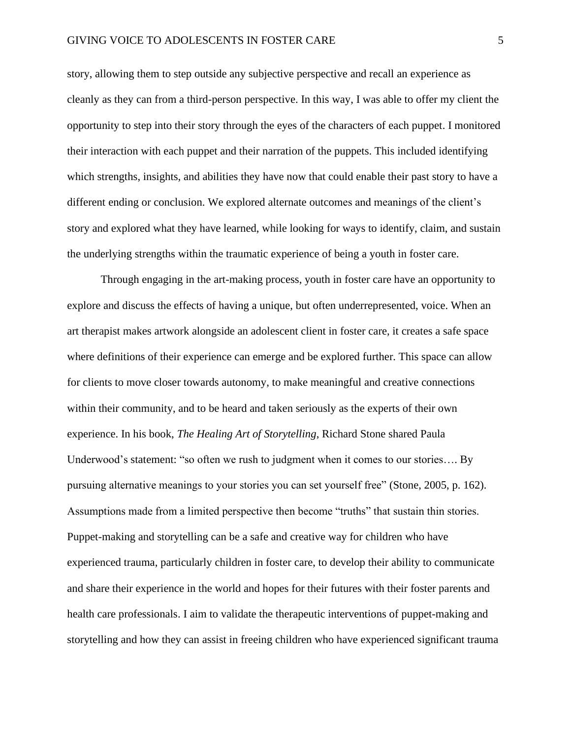story, allowing them to step outside any subjective perspective and recall an experience as cleanly as they can from a third-person perspective. In this way, I was able to offer my client the opportunity to step into their story through the eyes of the characters of each puppet. I monitored their interaction with each puppet and their narration of the puppets. This included identifying which strengths, insights, and abilities they have now that could enable their past story to have a different ending or conclusion. We explored alternate outcomes and meanings of the client's story and explored what they have learned, while looking for ways to identify, claim, and sustain the underlying strengths within the traumatic experience of being a youth in foster care.

Through engaging in the art-making process, youth in foster care have an opportunity to explore and discuss the effects of having a unique, but often underrepresented, voice. When an art therapist makes artwork alongside an adolescent client in foster care, it creates a safe space where definitions of their experience can emerge and be explored further. This space can allow for clients to move closer towards autonomy, to make meaningful and creative connections within their community, and to be heard and taken seriously as the experts of their own experience. In his book, *The Healing Art of Storytelling*, Richard Stone shared Paula Underwood's statement: "so often we rush to judgment when it comes to our stories…. By pursuing alternative meanings to your stories you can set yourself free" (Stone, 2005, p. 162). Assumptions made from a limited perspective then become "truths" that sustain thin stories. Puppet-making and storytelling can be a safe and creative way for children who have experienced trauma, particularly children in foster care, to develop their ability to communicate and share their experience in the world and hopes for their futures with their foster parents and health care professionals. I aim to validate the therapeutic interventions of puppet-making and storytelling and how they can assist in freeing children who have experienced significant trauma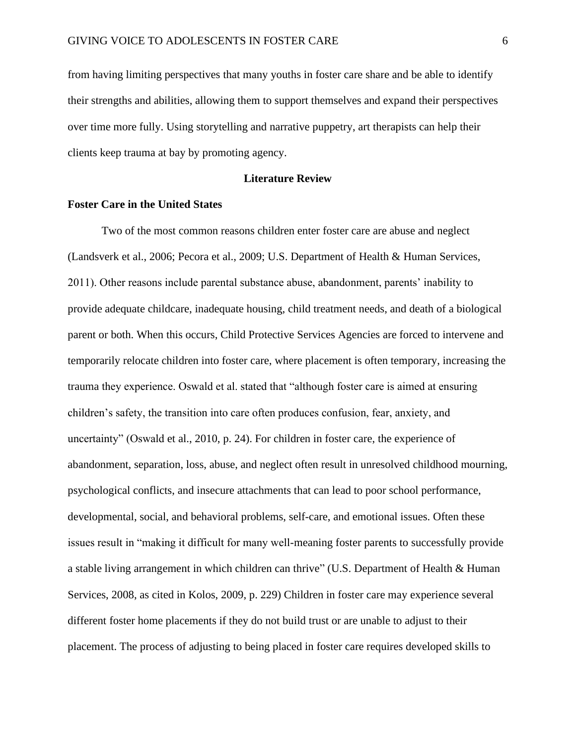from having limiting perspectives that many youths in foster care share and be able to identify their strengths and abilities, allowing them to support themselves and expand their perspectives over time more fully. Using storytelling and narrative puppetry, art therapists can help their clients keep trauma at bay by promoting agency.

## Literature Review

### Foster Care in the United States

Two of the most common reasons children enter foster care are abuse and neglect (Landsverk et al., 2006; Pecora et al., 2009; U.S. Department of Health & Human Services, 2011). Other reasons include parental substance abuse, abandonment, parents' inability to provide adequate childcare, inadequate housing, child treatment needs, and death of a biological parent or both. When this occurs, Child Protective Services Agencies are forced to intervene and temporarily relocate children into foster care, where placement is often temporary, increasing the trauma they experience. Oswald et al. stated that "although foster care is aimed at ensuring children's safety, the transition into care often produces confusion, fear, anxiety, and uncertainty" (Oswald et al., 2010, p. 24). For children in foster care, the experience of abandonment, separation, loss, abuse, and neglect often result in unresolved childhood mourning, psychological conflicts, and insecure attachments that can lead to poor school performance, developmental, social, and behavioral problems, self-care, and emotional issues. Often these issues result in "making it difficult for many well-meaning foster parents to successfully provide a stable living arrangement in which children can thrive" (U.S. Department of Health & Human Services, 2008, as cited in Kolos, 2009, p. 229) Children in foster care may experience several different foster home placements if they do not build trust or are unable to adjust to their placement. The process of adjusting to being placed in foster care requires developed skills to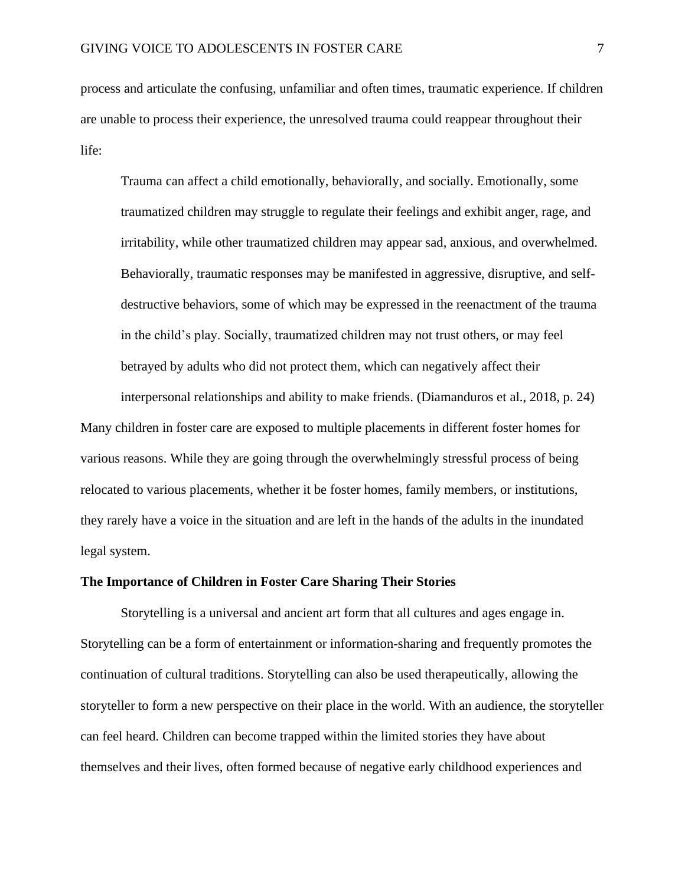process and articulate the confusing, unfamiliar and often times, traumatic experience. If children are unable to process their experience, the unresolved trauma could reappear throughout their life:

> Trauma can affect a child emotionally, behaviorally, and socially. Emotionally, some traumatized children may struggle to regulate their feelings and exhibit anger, rage, and irritability, while other traumatized children may appear sad, anxious, and overwhelmed. Behaviorally, traumatic responses may be manifested in aggressive, disruptive, and self-destructive behaviors, some of which may be expressed in the reenactment of the trauma in the child's play. Socially, traumatized children may not trust others, or may feel betrayed by adults who did not protect them, which can negatively affect their interpersonal relationships and ability to make friends. (Diamanduros et al., 2018, p. 24)

Many children in foster care are exposed to multiple placements in different foster homes for various reasons. While they are going through the overwhelmingly stressful process of being relocated to various placements, whether it be foster homes, family members, or institutions, they rarely have a voice in the situation and are left in the hands of the adults in the inundated legal system.

### The Importance of Children in Foster Care Sharing Their Stories

Storytelling is a universal and ancient art form that all cultures and ages engage in. Storytelling can be a form of entertainment or information-sharing and frequently promotes the continuation of cultural traditions. Storytelling can also be used therapeutically, allowing the storyteller to form a new perspective on their place in the world. With an audience, the storyteller can feel heard. Children can become trapped within the limited stories they have about themselves and their lives, often formed because of negative early childhood experiences and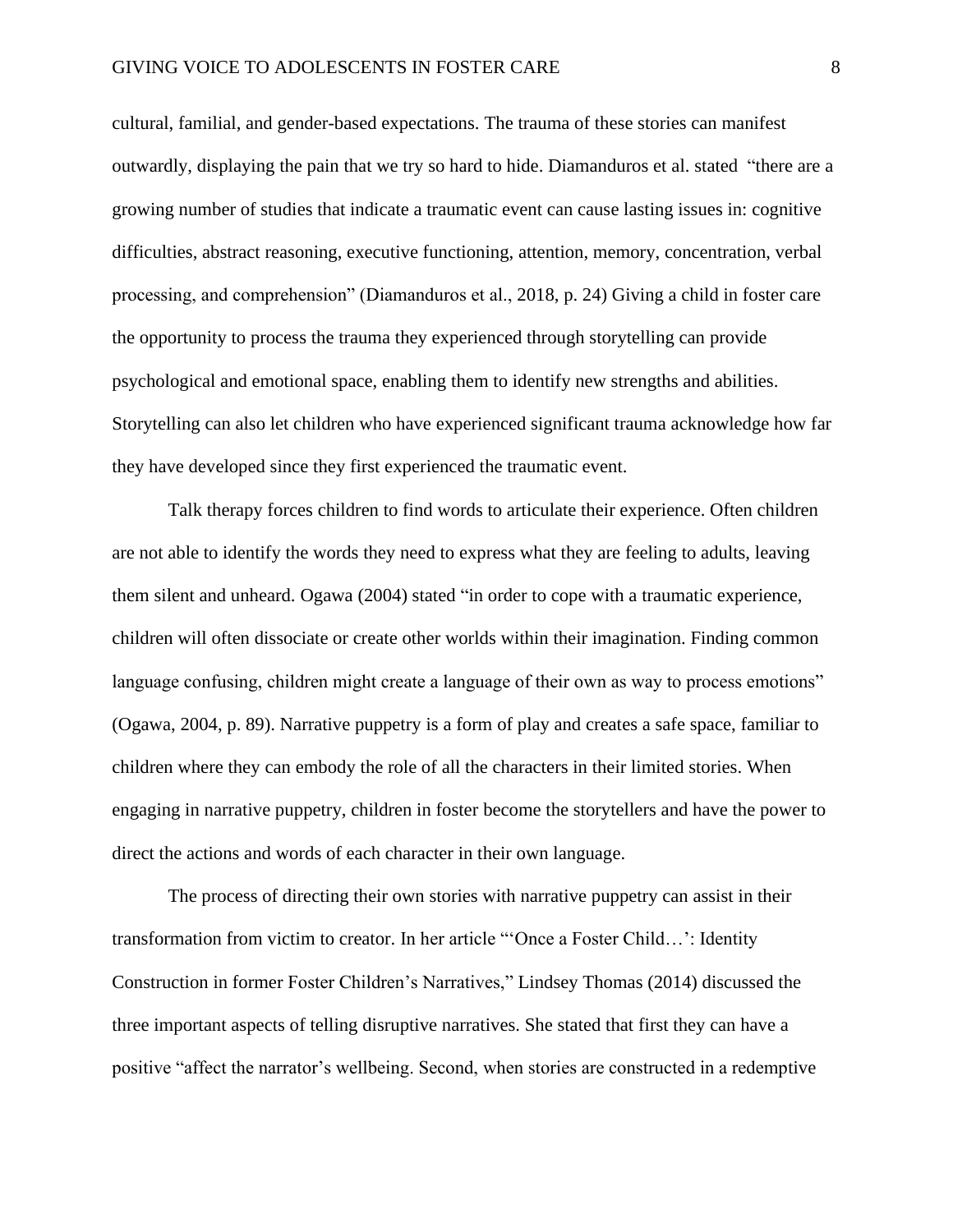cultural, familial, and gender-based expectations. The trauma of these stories can manifest outwardly, displaying the pain that we try so hard to hide. Diamanduros et al. stated  "there are a growing number of studies that indicate a traumatic event can cause lasting issues in: cognitive difficulties, abstract reasoning, executive functioning, attention, memory, concentration, verbal processing, and comprehension" (Diamanduros et al., 2018, p. 24) Giving a child in foster care the opportunity to process the trauma they experienced through storytelling can provide psychological and emotional space, enabling them to identify new strengths and abilities. Storytelling can also let children who have experienced significant trauma acknowledge how far they have developed since they first experienced the traumatic event.

Talk therapy forces children to find words to articulate their experience. Often children are not able to identify the words they need to express what they are feeling to adults, leaving them silent and unheard. Ogawa (2004) stated "in order to cope with a traumatic experience, children will often dissociate or create other worlds within their imagination. Finding common language confusing, children might create a language of their own as way to process emotions" (Ogawa, 2004, p. 89). Narrative puppetry is a form of play and creates a safe space, familiar to children where they can embody the role of all the characters in their limited stories. When engaging in narrative puppetry, children in foster become the storytellers and have the power to direct the actions and words of each character in their own language.

The process of directing their own stories with narrative puppetry can assist in their transformation from victim to creator. In her article "'Once a Foster Child…': Identity Construction in former Foster Children's Narratives," Lindsey Thomas (2014) discussed the three important aspects of telling disruptive narratives. She stated that first they can have a positive "affect the narrator's wellbeing. Second, when stories are constructed in a redemptive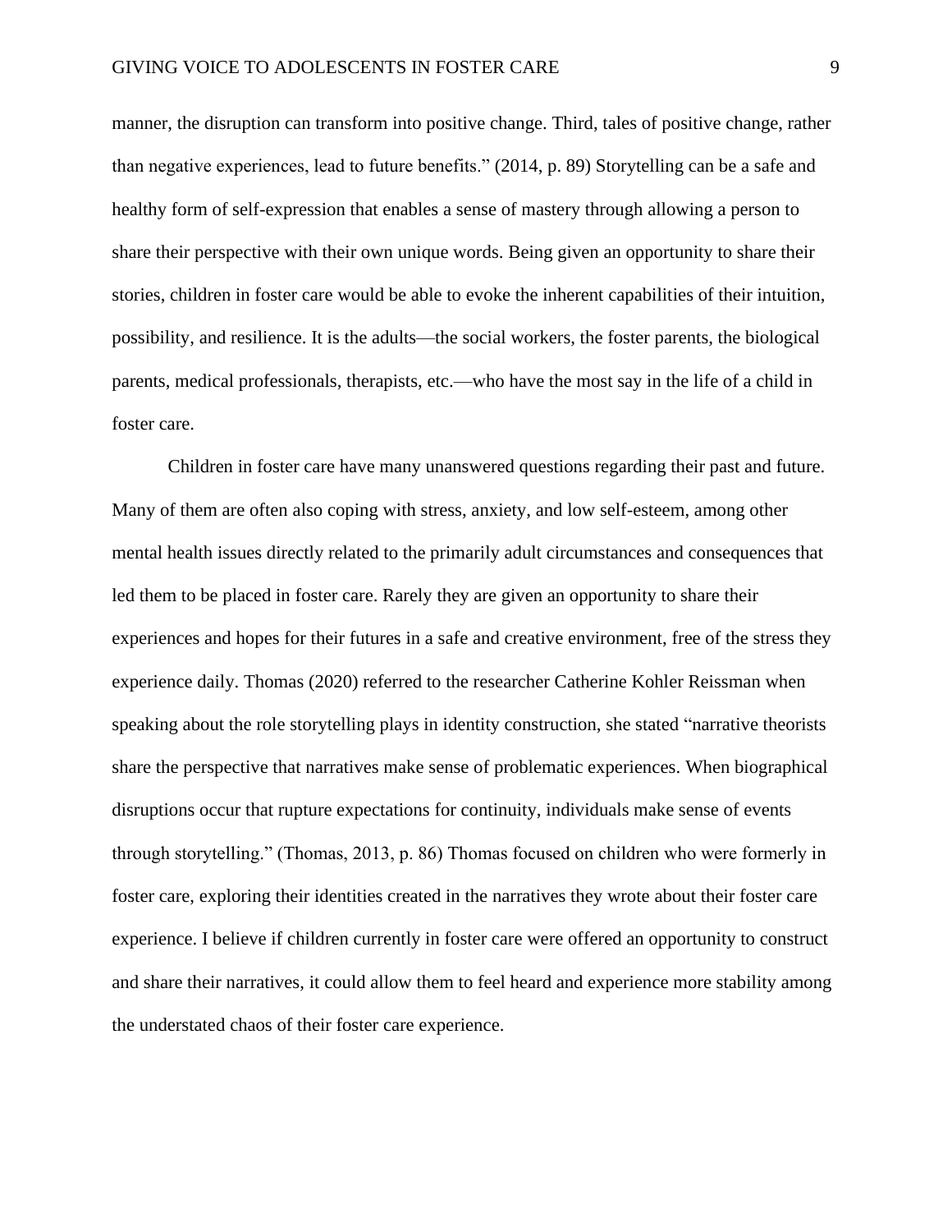manner, the disruption can transform into positive change. Third, tales of positive change, rather than negative experiences, lead to future benefits." (2014, p. 89) Storytelling can be a safe and healthy form of self-expression that enables a sense of mastery through allowing a person to share their perspective with their own unique words. Being given an opportunity to share their stories, children in foster care would be able to evoke the inherent capabilities of their intuition, possibility, and resilience. It is the adults—the social workers, the foster parents, the biological parents, medical professionals, therapists, etc.—who have the most say in the life of a child in foster care.

Children in foster care have many unanswered questions regarding their past and future. Many of them are often also coping with stress, anxiety, and low self-esteem, among other mental health issues directly related to the primarily adult circumstances and consequences that led them to be placed in foster care. Rarely they are given an opportunity to share their experiences and hopes for their futures in a safe and creative environment, free of the stress they experience daily. Thomas (2020) referred to the researcher Catherine Kohler Reissman when speaking about the role storytelling plays in identity construction, she stated "narrative theorists share the perspective that narratives make sense of problematic experiences. When biographical disruptions occur that rupture expectations for continuity, individuals make sense of events through storytelling." (Thomas, 2013, p. 86) Thomas focused on children who were formerly in foster care, exploring their identities created in the narratives they wrote about their foster care experience. I believe if children currently in foster care were offered an opportunity to construct and share their narratives, it could allow them to feel heard and experience more stability among the understated chaos of their foster care experience.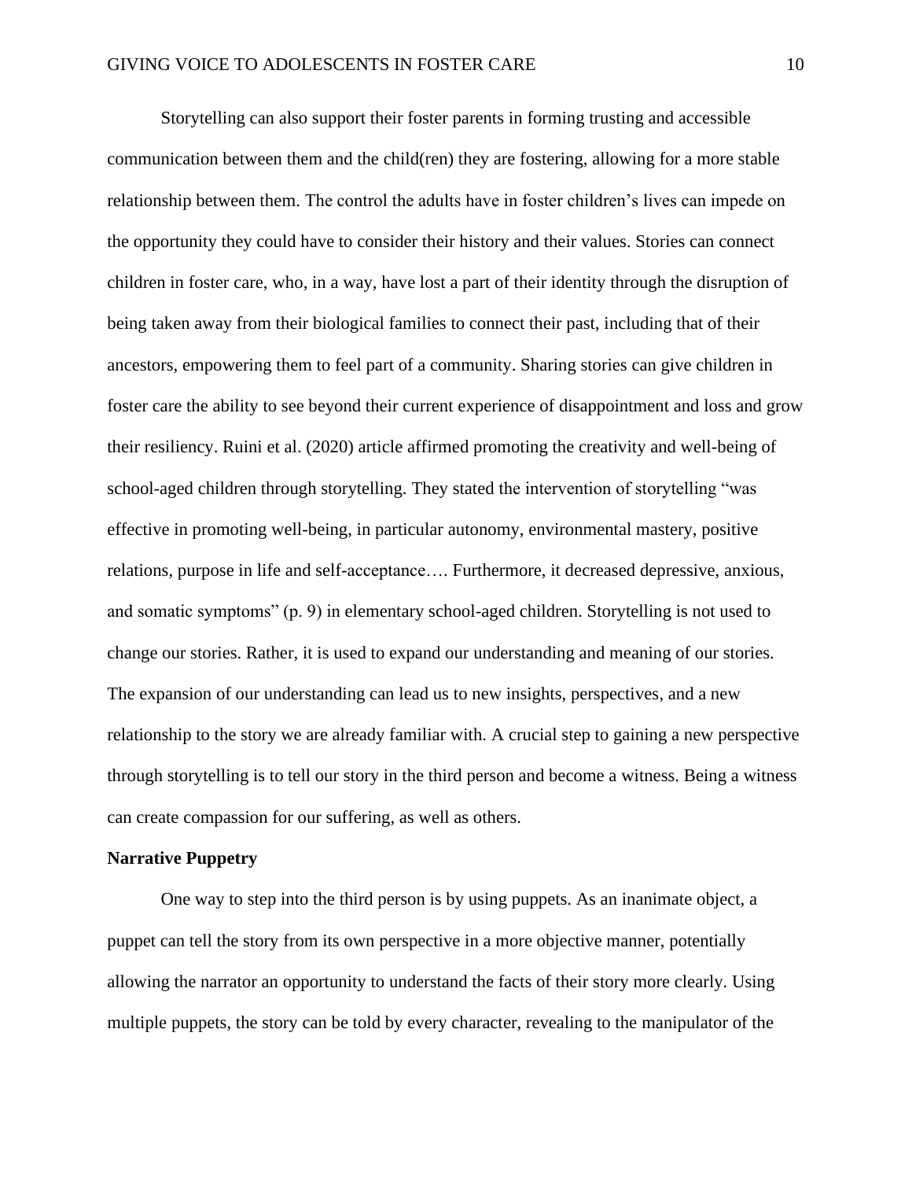Storytelling can also support their foster parents in forming trusting and accessible communication between them and the child(ren) they are fostering, allowing for a more stable relationship between them. The control the adults have in foster children's lives can impede on the opportunity they could have to consider their history and their values. Stories can connect children in foster care, who, in a way, have lost a part of their identity through the disruption of being taken away from their biological families to connect their past, including that of their ancestors, empowering them to feel part of a community. Sharing stories can give children in foster care the ability to see beyond their current experience of disappointment and loss and grow their resiliency. Ruini et al. (2020) article affirmed promoting the creativity and well-being of school-aged children through storytelling. They stated the intervention of storytelling "was effective in promoting well-being, in particular autonomy, environmental mastery, positive relations, purpose in life and self-acceptance…. Furthermore, it decreased depressive, anxious, and somatic symptoms" (p. 9) in elementary school-aged children. Storytelling is not used to change our stories. Rather, it is used to expand our understanding and meaning of our stories. The expansion of our understanding can lead us to new insights, perspectives, and a new relationship to the story we are already familiar with. A crucial step to gaining a new perspective through storytelling is to tell our story in the third person and become a witness. Being a witness can create compassion for our suffering, as well as others.

**Narrative Puppetry**

One way to step into the third person is by using puppets. As an inanimate object, a puppet can tell the story from its own perspective in a more objective manner, potentially allowing the narrator an opportunity to understand the facts of their story more clearly. Using multiple puppets, the story can be told by every character, revealing to the manipulator of the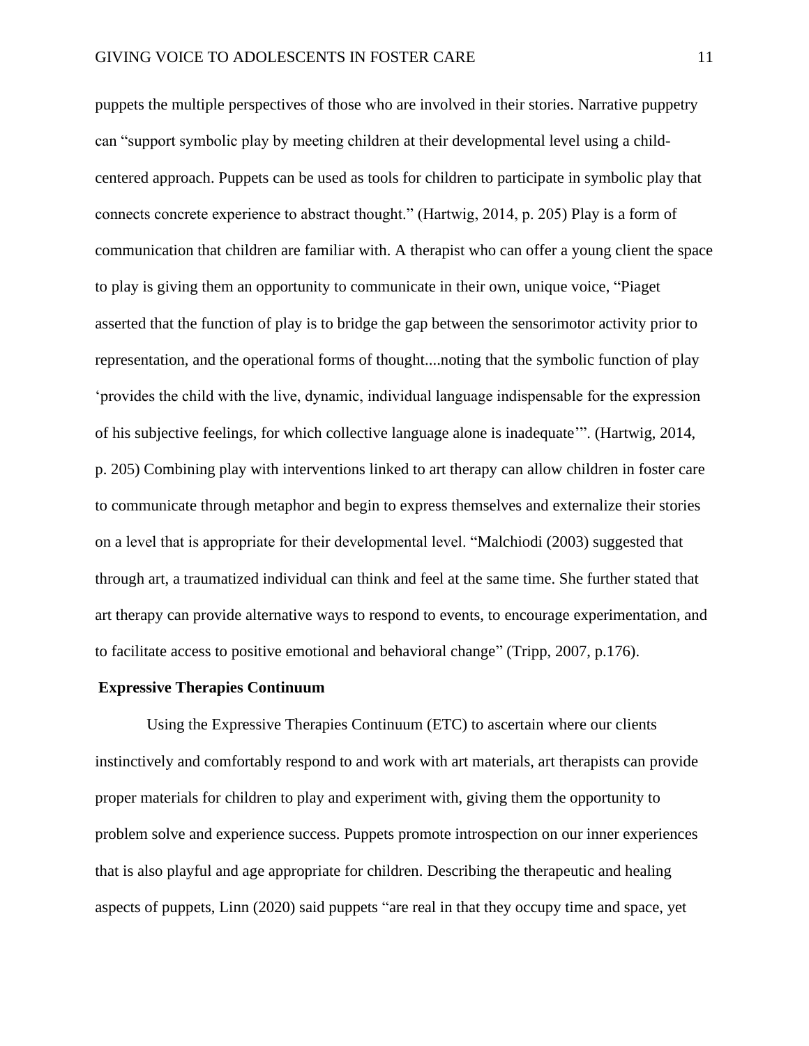puppets the multiple perspectives of those who are involved in their stories. Narrative puppetry can "support symbolic play by meeting children at their developmental level using a child-centered approach. Puppets can be used as tools for children to participate in symbolic play that connects concrete experience to abstract thought." (Hartwig, 2014, p. 205) Play is a form of communication that children are familiar with. A therapist who can offer a young client the space to play is giving them an opportunity to communicate in their own, unique voice, "Piaget asserted that the function of play is to bridge the gap between the sensorimotor activity prior to representation, and the operational forms of thought....noting that the symbolic function of play 'provides the child with the live, dynamic, individual language indispensable for the expression of his subjective feelings, for which collective language alone is inadequate'". (Hartwig, 2014, p. 205) Combining play with interventions linked to art therapy can allow children in foster care to communicate through metaphor and begin to express themselves and externalize their stories on a level that is appropriate for their developmental level. "Malchiodi (2003) suggested that through art, a traumatized individual can think and feel at the same time. She further stated that art therapy can provide alternative ways to respond to events, to encourage experimentation, and to facilitate access to positive emotional and behavioral change" (Tripp, 2007, p.176).

## Expressive Therapies Continuum

Using the Expressive Therapies Continuum (ETC) to ascertain where our clients instinctively and comfortably respond to and work with art materials, art therapists can provide proper materials for children to play and experiment with, giving them the opportunity to problem solve and experience success. Puppets promote introspection on our inner experiences that is also playful and age appropriate for children. Describing the therapeutic and healing aspects of puppets, Linn (2020) said puppets "are real in that they occupy time and space, yet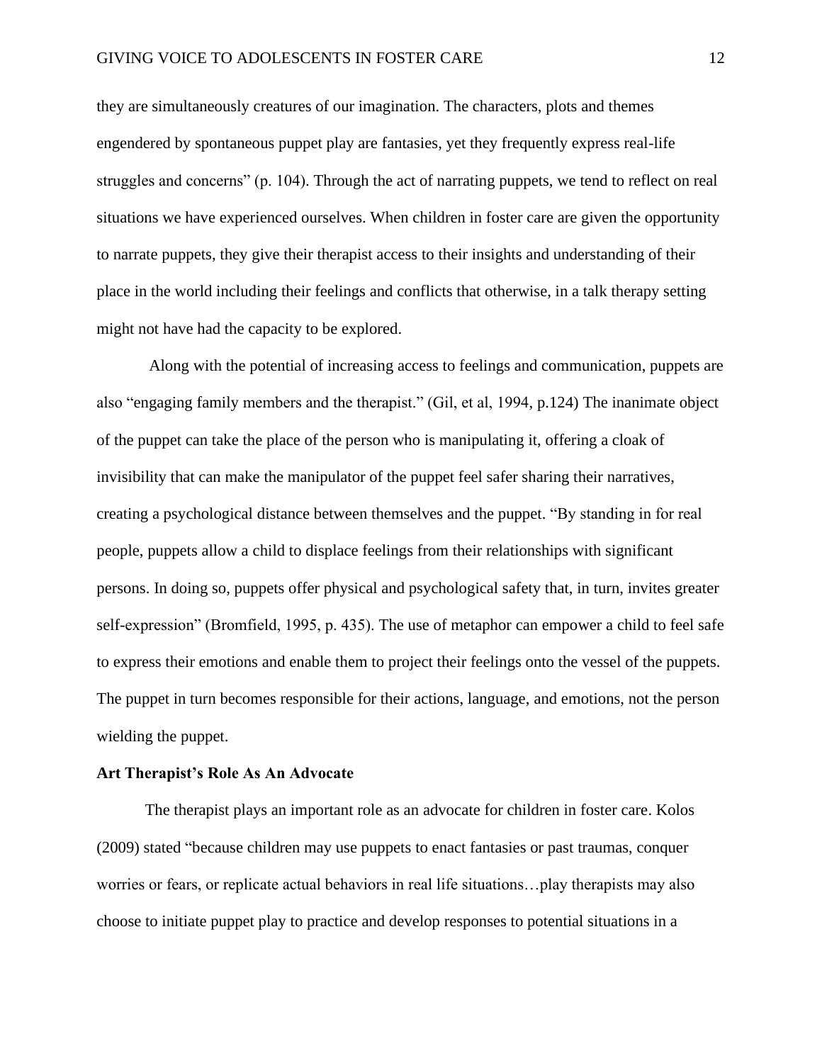they are simultaneously creatures of our imagination. The characters, plots and themes engendered by spontaneous puppet play are fantasies, yet they frequently express real-life struggles and concerns" (p. 104). Through the act of narrating puppets, we tend to reflect on real situations we have experienced ourselves. When children in foster care are given the opportunity to narrate puppets, they give their therapist access to their insights and understanding of their place in the world including their feelings and conflicts that otherwise, in a talk therapy setting might not have had the capacity to be explored.

Along with the potential of increasing access to feelings and communication, puppets are also "engaging family members and the therapist." (Gil, et al, 1994, p.124) The inanimate object of the puppet can take the place of the person who is manipulating it, offering a cloak of invisibility that can make the manipulator of the puppet feel safer sharing their narratives, creating a psychological distance between themselves and the puppet. "By standing in for real people, puppets allow a child to displace feelings from their relationships with significant persons. In doing so, puppets offer physical and psychological safety that, in turn, invites greater self-expression" (Bromfield, 1995, p. 435). The use of metaphor can empower a child to feel safe to express their emotions and enable them to project their feelings onto the vessel of the puppets. The puppet in turn becomes responsible for their actions, language, and emotions, not the person wielding the puppet.

**Art Therapist's Role As An Advocate**

The therapist plays an important role as an advocate for children in foster care. Kolos (2009) stated "because children may use puppets to enact fantasies or past traumas, conquer worries or fears, or replicate actual behaviors in real life situations…play therapists may also choose to initiate puppet play to practice and develop responses to potential situations in a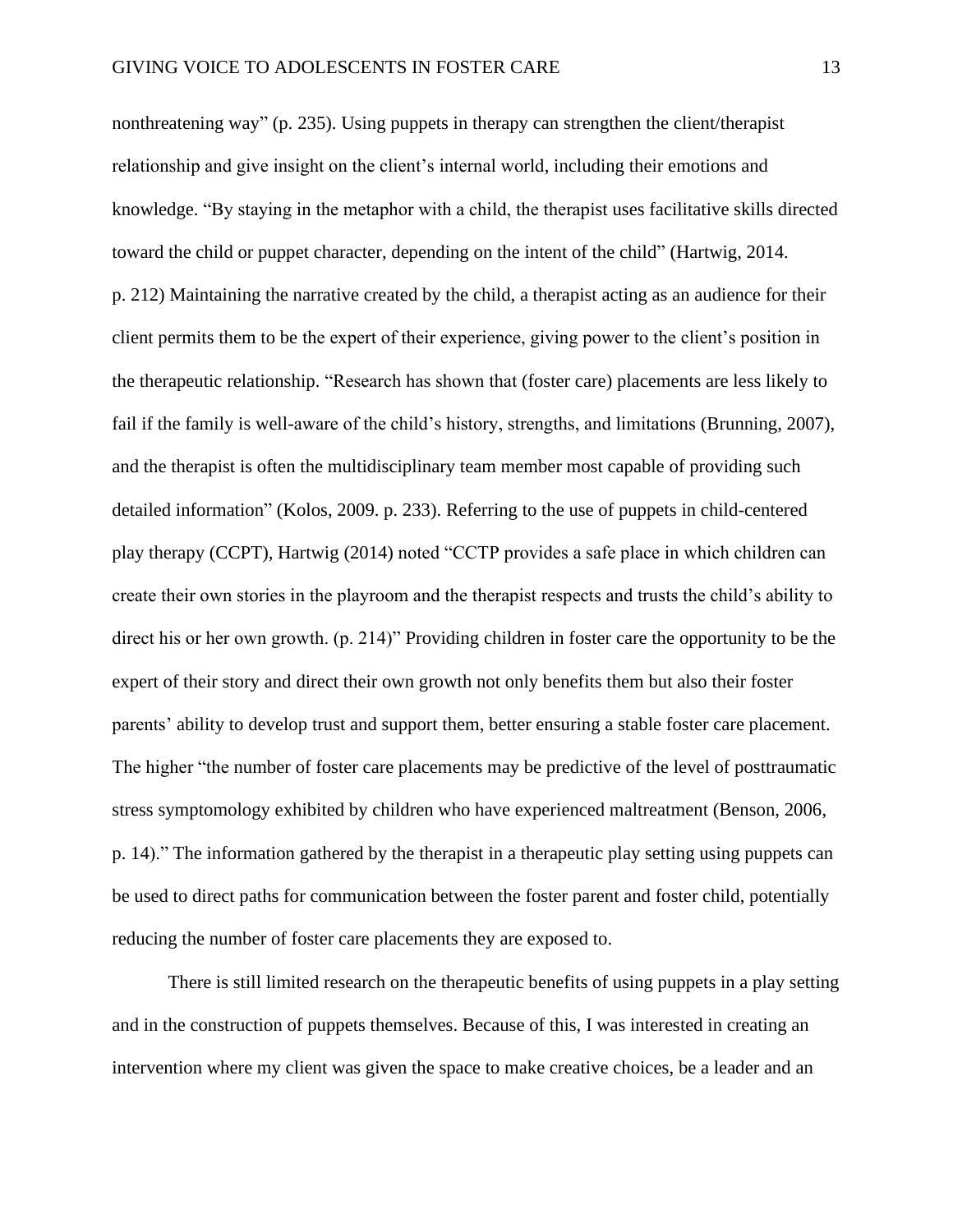nonthreatening way" (p. 235). Using puppets in therapy can strengthen the client/therapist relationship and give insight on the client's internal world, including their emotions and knowledge. "By staying in the metaphor with a child, the therapist uses facilitative skills directed toward the child or puppet character, depending on the intent of the child" (Hartwig, 2014. p. 212) Maintaining the narrative created by the child, a therapist acting as an audience for their client permits them to be the expert of their experience, giving power to the client's position in the therapeutic relationship. "Research has shown that (foster care) placements are less likely to fail if the family is well-aware of the child's history, strengths, and limitations (Brunning, 2007), and the therapist is often the multidisciplinary team member most capable of providing such detailed information" (Kolos, 2009. p. 233). Referring to the use of puppets in child-centered play therapy (CCPT), Hartwig (2014) noted "CCTP provides a safe place in which children can create their own stories in the playroom and the therapist respects and trusts the child's ability to direct his or her own growth. (p. 214)" Providing children in foster care the opportunity to be the expert of their story and direct their own growth not only benefits them but also their foster parents' ability to develop trust and support them, better ensuring a stable foster care placement. The higher "the number of foster care placements may be predictive of the level of posttraumatic stress symptomology exhibited by children who have experienced maltreatment (Benson, 2006, p. 14)." The information gathered by the therapist in a therapeutic play setting using puppets can be used to direct paths for communication between the foster parent and foster child, potentially reducing the number of foster care placements they are exposed to.

There is still limited research on the therapeutic benefits of using puppets in a play setting and in the construction of puppets themselves. Because of this, I was interested in creating an intervention where my client was given the space to make creative choices, be a leader and an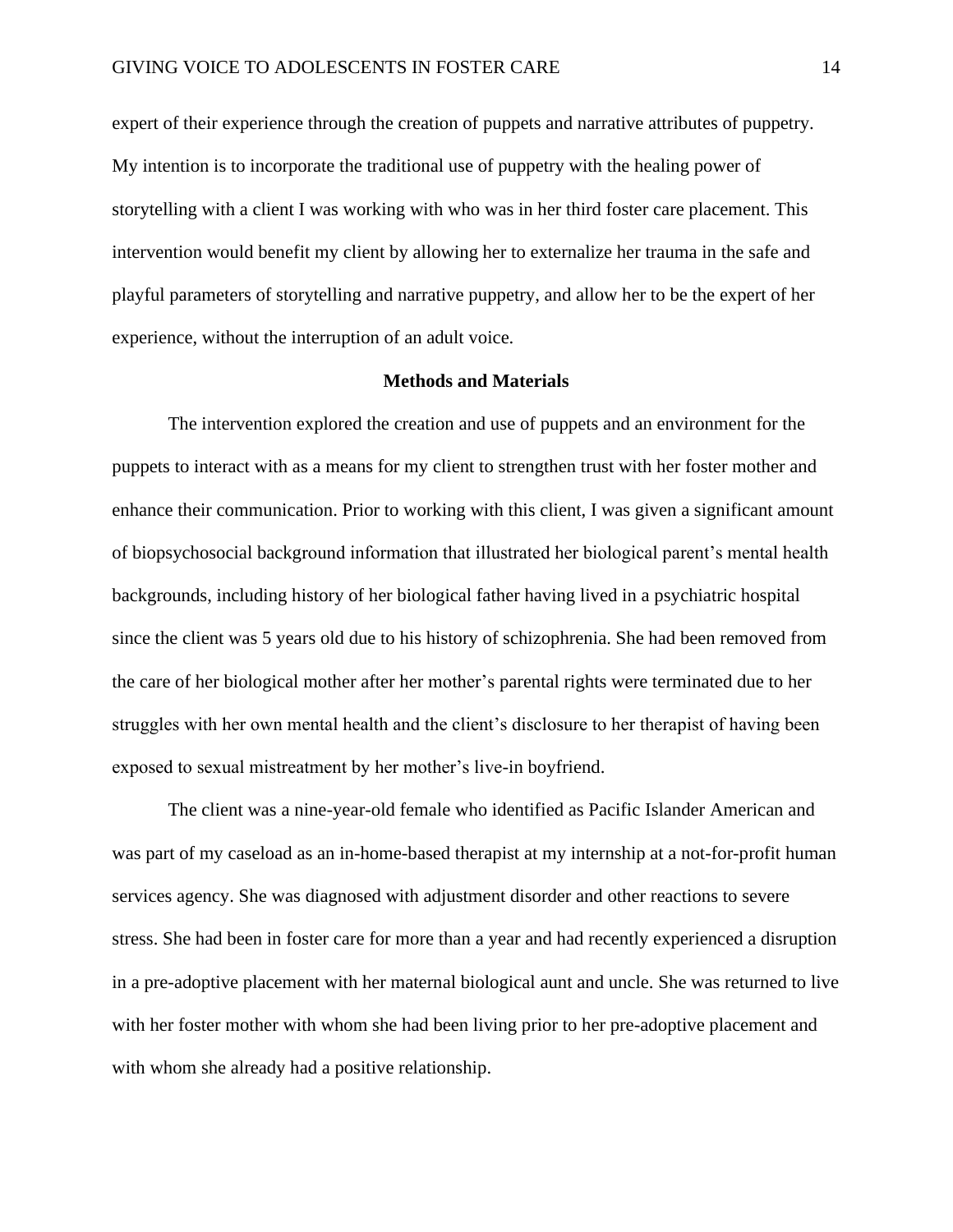expert of their experience through the creation of puppets and narrative attributes of puppetry. My intention is to incorporate the traditional use of puppetry with the healing power of storytelling with a client I was working with who was in her third foster care placement. This intervention would benefit my client by allowing her to externalize her trauma in the safe and playful parameters of storytelling and narrative puppetry, and allow her to be the expert of her experience, without the interruption of an adult voice.

## Methods and Materials

The intervention explored the creation and use of puppets and an environment for the puppets to interact with as a means for my client to strengthen trust with her foster mother and enhance their communication. Prior to working with this client, I was given a significant amount of biopsychosocial background information that illustrated her biological parent's mental health backgrounds, including history of her biological father having lived in a psychiatric hospital since the client was 5 years old due to his history of schizophrenia. She had been removed from the care of her biological mother after her mother's parental rights were terminated due to her struggles with her own mental health and the client's disclosure to her therapist of having been exposed to sexual mistreatment by her mother's live-in boyfriend.

The client was a nine-year-old female who identified as Pacific Islander American and was part of my caseload as an in-home-based therapist at my internship at a not-for-profit human services agency. She was diagnosed with adjustment disorder and other reactions to severe stress. She had been in foster care for more than a year and had recently experienced a disruption in a pre-adoptive placement with her maternal biological aunt and uncle. She was returned to live with her foster mother with whom she had been living prior to her pre-adoptive placement and with whom she already had a positive relationship.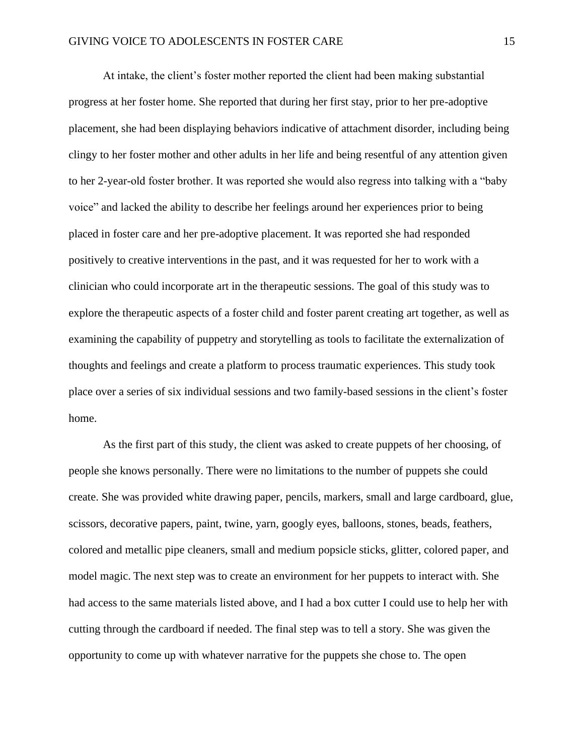At intake, the client's foster mother reported the client had been making substantial progress at her foster home. She reported that during her first stay, prior to her pre-adoptive placement, she had been displaying behaviors indicative of attachment disorder, including being clingy to her foster mother and other adults in her life and being resentful of any attention given to her 2-year-old foster brother. It was reported she would also regress into talking with a "baby voice" and lacked the ability to describe her feelings around her experiences prior to being placed in foster care and her pre-adoptive placement. It was reported she had responded positively to creative interventions in the past, and it was requested for her to work with a clinician who could incorporate art in the therapeutic sessions. The goal of this study was to explore the therapeutic aspects of a foster child and foster parent creating art together, as well as examining the capability of puppetry and storytelling as tools to facilitate the externalization of thoughts and feelings and create a platform to process traumatic experiences. This study took place over a series of six individual sessions and two family-based sessions in the client's foster home.

As the first part of this study, the client was asked to create puppets of her choosing, of people she knows personally. There were no limitations to the number of puppets she could create. She was provided white drawing paper, pencils, markers, small and large cardboard, glue, scissors, decorative papers, paint, twine, yarn, googly eyes, balloons, stones, beads, feathers, colored and metallic pipe cleaners, small and medium popsicle sticks, glitter, colored paper, and model magic. The next step was to create an environment for her puppets to interact with. She had access to the same materials listed above, and I had a box cutter I could use to help her with cutting through the cardboard if needed. The final step was to tell a story. She was given the opportunity to come up with whatever narrative for the puppets she chose to. The open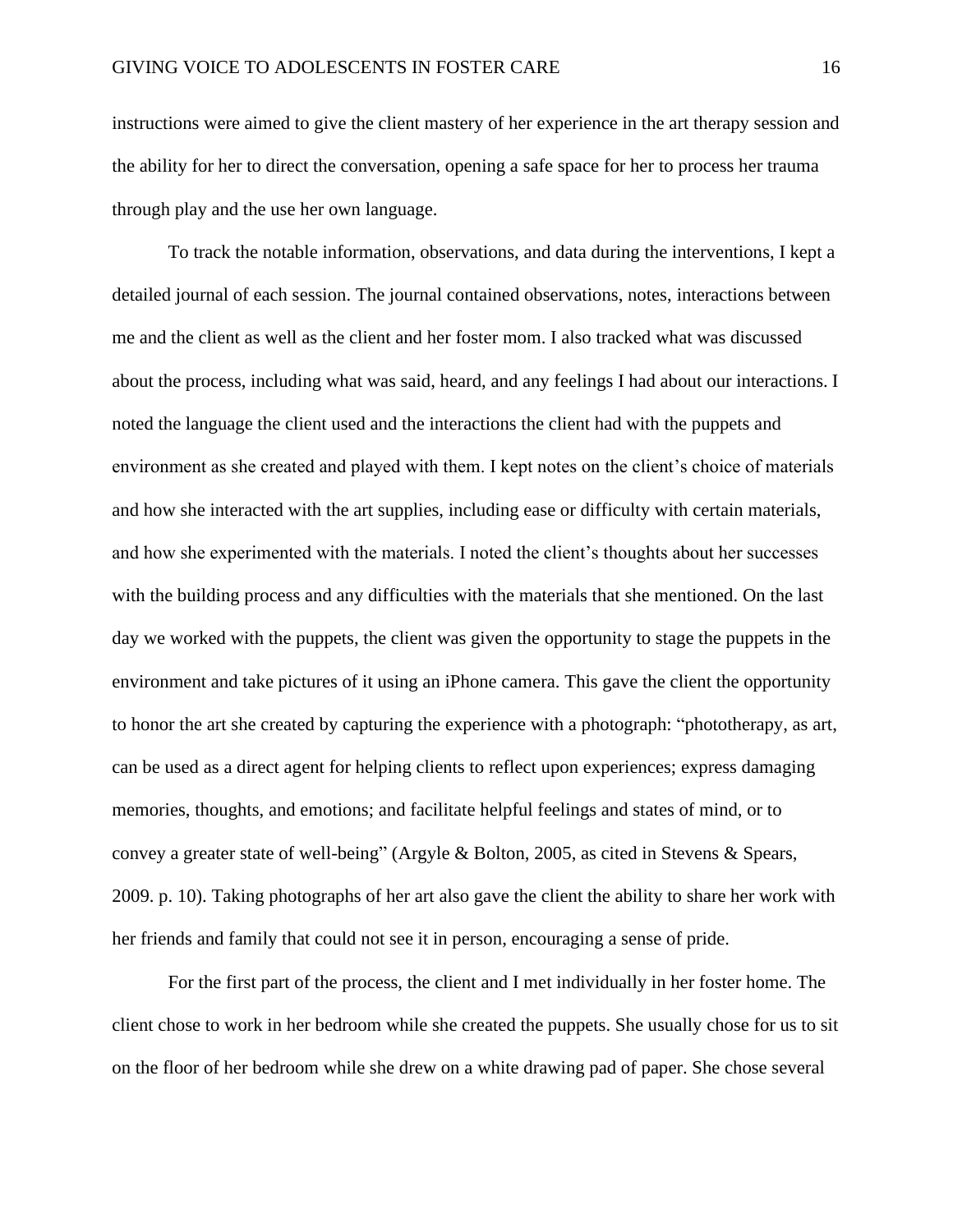instructions were aimed to give the client mastery of her experience in the art therapy session and the ability for her to direct the conversation, opening a safe space for her to process her trauma through play and the use her own language.

To track the notable information, observations, and data during the interventions, I kept a detailed journal of each session. The journal contained observations, notes, interactions between me and the client as well as the client and her foster mom. I also tracked what was discussed about the process, including what was said, heard, and any feelings I had about our interactions. I noted the language the client used and the interactions the client had with the puppets and environment as she created and played with them. I kept notes on the client's choice of materials and how she interacted with the art supplies, including ease or difficulty with certain materials, and how she experimented with the materials. I noted the client's thoughts about her successes with the building process and any difficulties with the materials that she mentioned. On the last day we worked with the puppets, the client was given the opportunity to stage the puppets in the environment and take pictures of it using an iPhone camera. This gave the client the opportunity to honor the art she created by capturing the experience with a photograph: "phototherapy, as art, can be used as a direct agent for helping clients to reflect upon experiences; express damaging memories, thoughts, and emotions; and facilitate helpful feelings and states of mind, or to convey a greater state of well-being" (Argyle & Bolton, 2005, as cited in Stevens & Spears, 2009. p. 10). Taking photographs of her art also gave the client the ability to share her work with her friends and family that could not see it in person, encouraging a sense of pride.

For the first part of the process, the client and I met individually in her foster home. The client chose to work in her bedroom while she created the puppets. She usually chose for us to sit on the floor of her bedroom while she drew on a white drawing pad of paper. She chose several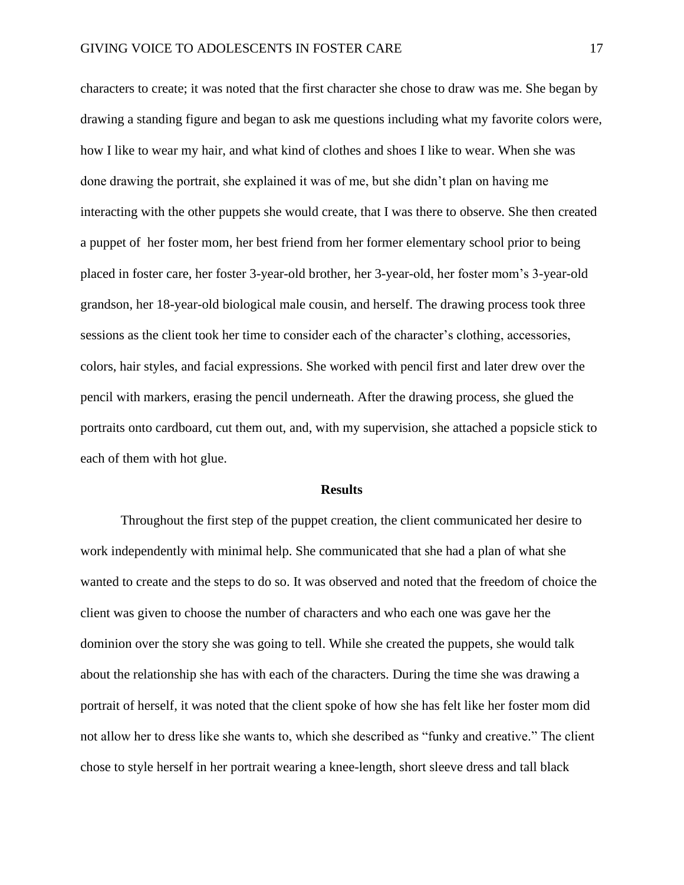characters to create; it was noted that the first character she chose to draw was me. She began by drawing a standing figure and began to ask me questions including what my favorite colors were, how I like to wear my hair, and what kind of clothes and shoes I like to wear. When she was done drawing the portrait, she explained it was of me, but she didn't plan on having me interacting with the other puppets she would create, that I was there to observe. She then created a puppet of her foster mom, her best friend from her former elementary school prior to being placed in foster care, her foster 3-year-old brother, her 3-year-old, her foster mom's 3-year-old grandson, her 18-year-old biological male cousin, and herself. The drawing process took three sessions as the client took her time to consider each of the character's clothing, accessories, colors, hair styles, and facial expressions. She worked with pencil first and later drew over the pencil with markers, erasing the pencil underneath. After the drawing process, she glued the portraits onto cardboard, cut them out, and, with my supervision, she attached a popsicle stick to each of them with hot glue.

## Results

Throughout the first step of the puppet creation, the client communicated her desire to work independently with minimal help. She communicated that she had a plan of what she wanted to create and the steps to do so. It was observed and noted that the freedom of choice the client was given to choose the number of characters and who each one was gave her the dominion over the story she was going to tell. While she created the puppets, she would talk about the relationship she has with each of the characters. During the time she was drawing a portrait of herself, it was noted that the client spoke of how she has felt like her foster mom did not allow her to dress like she wants to, which she described as "funky and creative." The client chose to style herself in her portrait wearing a knee-length, short sleeve dress and tall black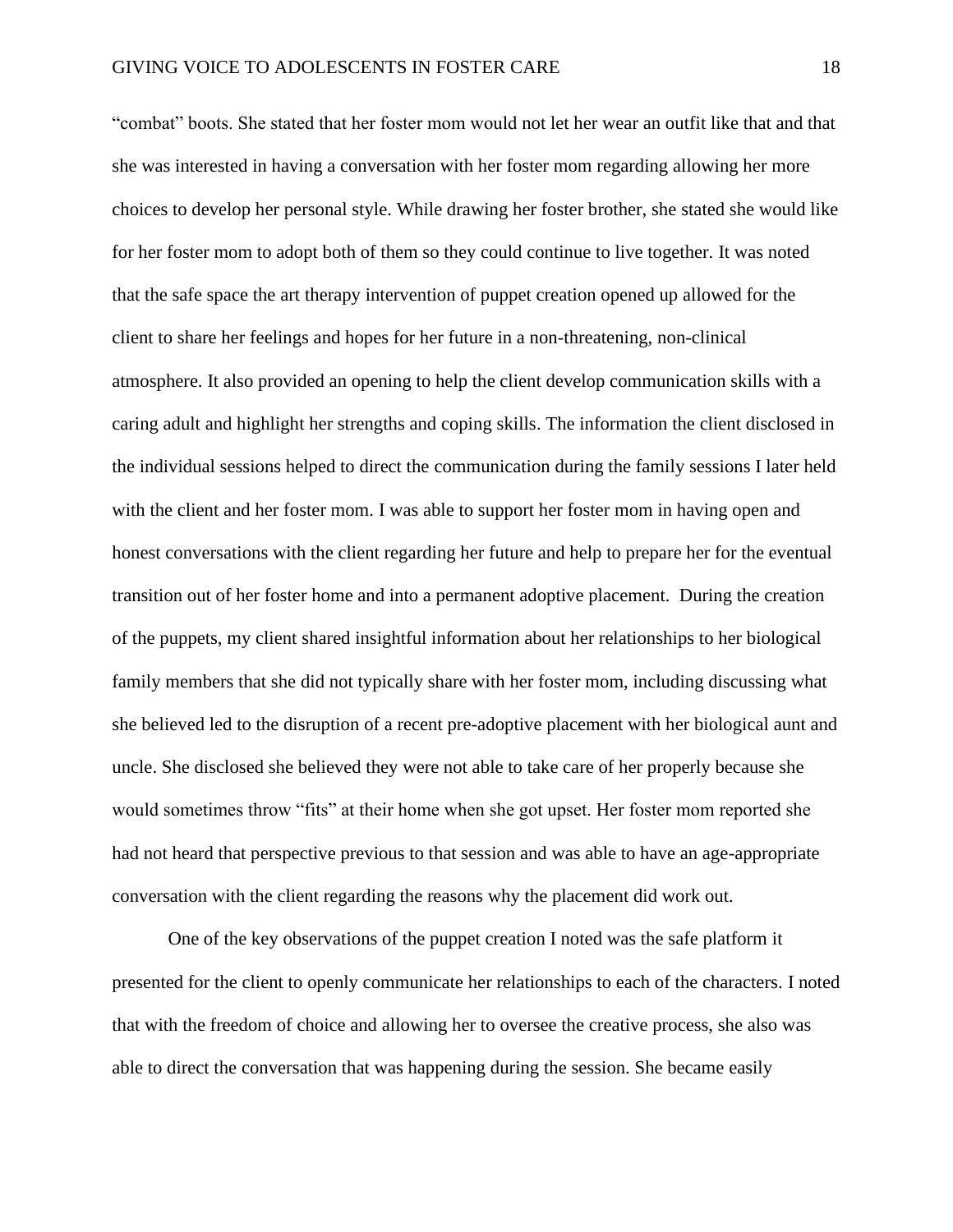"combat" boots. She stated that her foster mom would not let her wear an outfit like that and that she was interested in having a conversation with her foster mom regarding allowing her more choices to develop her personal style. While drawing her foster brother, she stated she would like for her foster mom to adopt both of them so they could continue to live together. It was noted that the safe space the art therapy intervention of puppet creation opened up allowed for the client to share her feelings and hopes for her future in a non-threatening, non-clinical atmosphere. It also provided an opening to help the client develop communication skills with a caring adult and highlight her strengths and coping skills. The information the client disclosed in the individual sessions helped to direct the communication during the family sessions I later held with the client and her foster mom. I was able to support her foster mom in having open and honest conversations with the client regarding her future and help to prepare her for the eventual transition out of her foster home and into a permanent adoptive placement.  During the creation of the puppets, my client shared insightful information about her relationships to her biological family members that she did not typically share with her foster mom, including discussing what she believed led to the disruption of a recent pre-adoptive placement with her biological aunt and uncle. She disclosed she believed they were not able to take care of her properly because she would sometimes throw "fits" at their home when she got upset. Her foster mom reported she had not heard that perspective previous to that session and was able to have an age-appropriate conversation with the client regarding the reasons why the placement did work out.

One of the key observations of the puppet creation I noted was the safe platform it presented for the client to openly communicate her relationships to each of the characters. I noted that with the freedom of choice and allowing her to oversee the creative process, she also was able to direct the conversation that was happening during the session. She became easily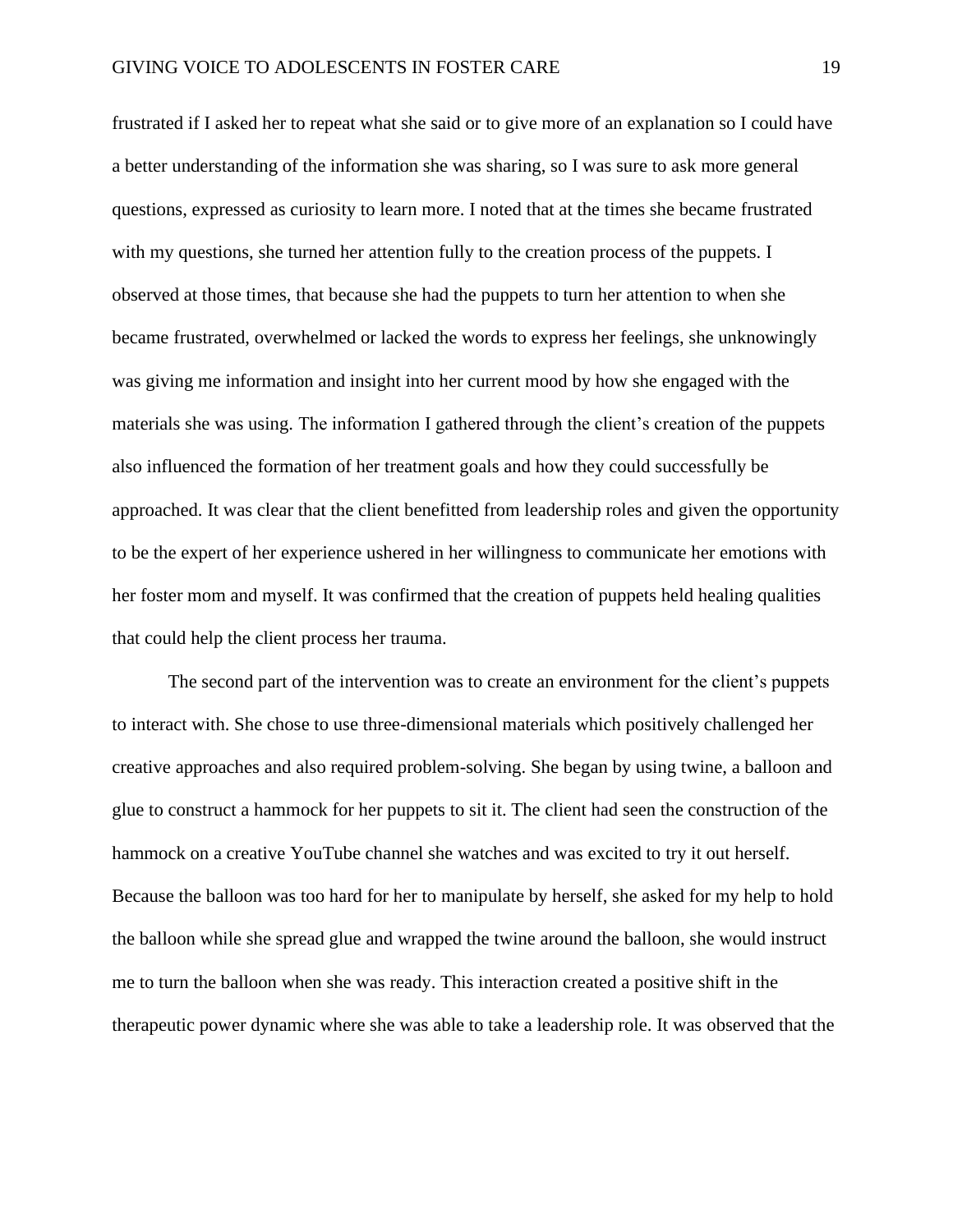frustrated if I asked her to repeat what she said or to give more of an explanation so I could have a better understanding of the information she was sharing, so I was sure to ask more general questions, expressed as curiosity to learn more. I noted that at the times she became frustrated with my questions, she turned her attention fully to the creation process of the puppets. I observed at those times, that because she had the puppets to turn her attention to when she became frustrated, overwhelmed or lacked the words to express her feelings, she unknowingly was giving me information and insight into her current mood by how she engaged with the materials she was using. The information I gathered through the client's creation of the puppets also influenced the formation of her treatment goals and how they could successfully be approached. It was clear that the client benefitted from leadership roles and given the opportunity to be the expert of her experience ushered in her willingness to communicate her emotions with her foster mom and myself. It was confirmed that the creation of puppets held healing qualities that could help the client process her trauma.

The second part of the intervention was to create an environment for the client's puppets to interact with. She chose to use three-dimensional materials which positively challenged her creative approaches and also required problem-solving. She began by using twine, a balloon and glue to construct a hammock for her puppets to sit it. The client had seen the construction of the hammock on a creative YouTube channel she watches and was excited to try it out herself. Because the balloon was too hard for her to manipulate by herself, she asked for my help to hold the balloon while she spread glue and wrapped the twine around the balloon, she would instruct me to turn the balloon when she was ready. This interaction created a positive shift in the therapeutic power dynamic where she was able to take a leadership role. It was observed that the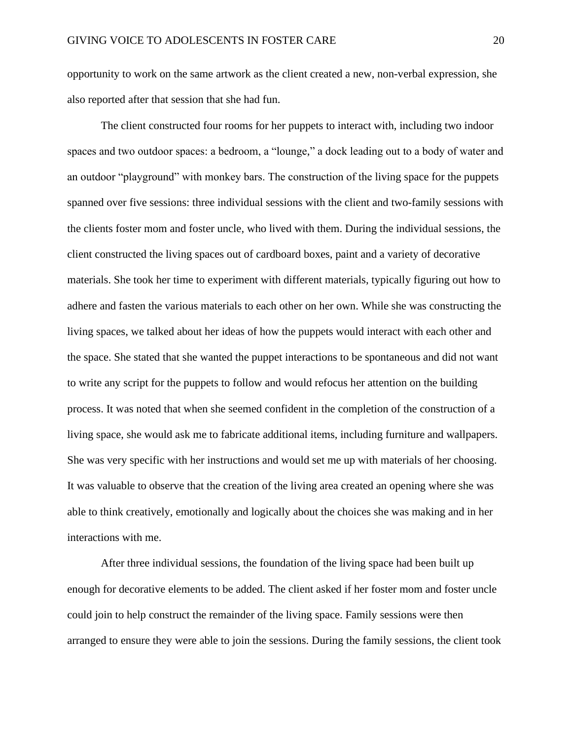opportunity to work on the same artwork as the client created a new, non-verbal expression, she also reported after that session that she had fun.

The client constructed four rooms for her puppets to interact with, including two indoor spaces and two outdoor spaces: a bedroom, a "lounge," a dock leading out to a body of water and an outdoor "playground" with monkey bars. The construction of the living space for the puppets spanned over five sessions: three individual sessions with the client and two-family sessions with the clients foster mom and foster uncle, who lived with them. During the individual sessions, the client constructed the living spaces out of cardboard boxes, paint and a variety of decorative materials. She took her time to experiment with different materials, typically figuring out how to adhere and fasten the various materials to each other on her own. While she was constructing the living spaces, we talked about her ideas of how the puppets would interact with each other and the space. She stated that she wanted the puppet interactions to be spontaneous and did not want to write any script for the puppets to follow and would refocus her attention on the building process. It was noted that when she seemed confident in the completion of the construction of a living space, she would ask me to fabricate additional items, including furniture and wallpapers. She was very specific with her instructions and would set me up with materials of her choosing. It was valuable to observe that the creation of the living area created an opening where she was able to think creatively, emotionally and logically about the choices she was making and in her interactions with me.

After three individual sessions, the foundation of the living space had been built up enough for decorative elements to be added. The client asked if her foster mom and foster uncle could join to help construct the remainder of the living space. Family sessions were then arranged to ensure they were able to join the sessions. During the family sessions, the client took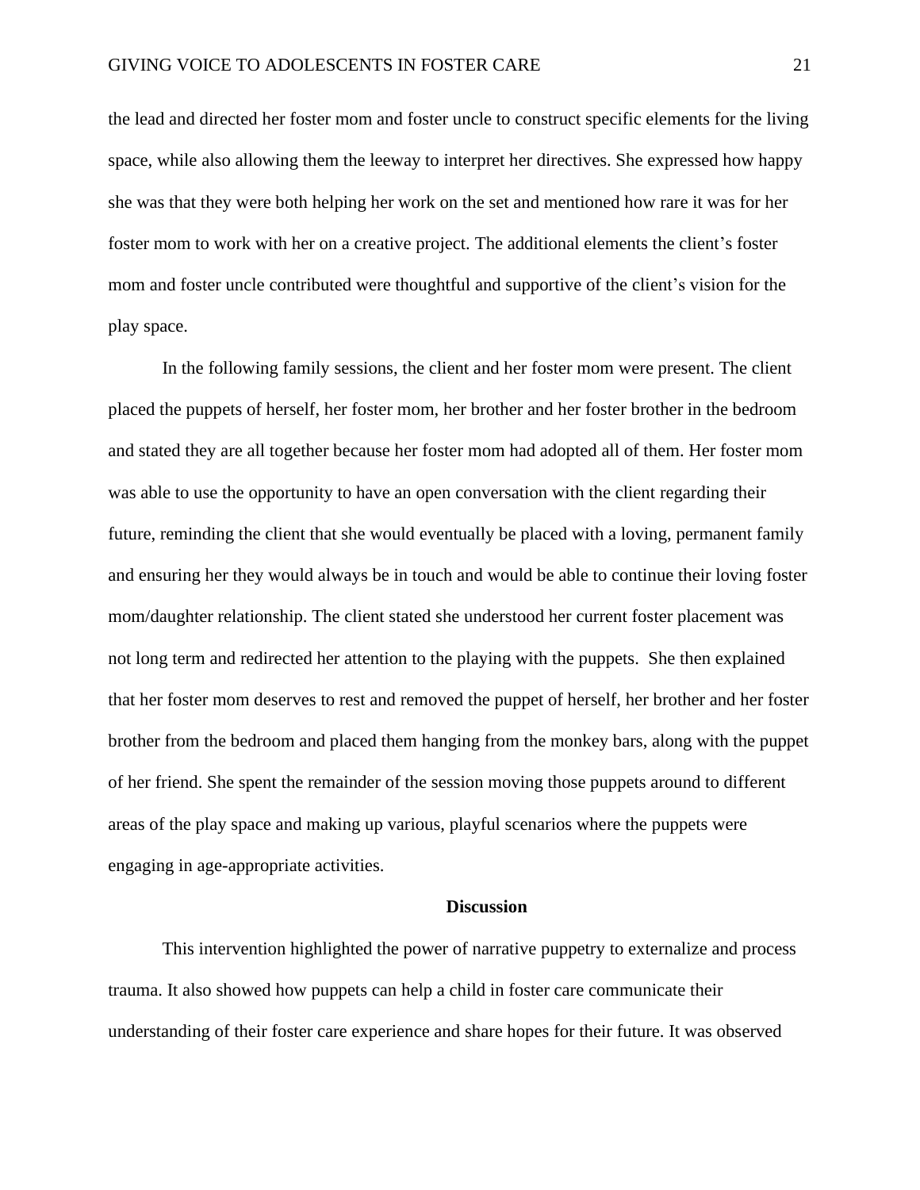the lead and directed her foster mom and foster uncle to construct specific elements for the living space, while also allowing them the leeway to interpret her directives. She expressed how happy she was that they were both helping her work on the set and mentioned how rare it was for her foster mom to work with her on a creative project. The additional elements the client's foster mom and foster uncle contributed were thoughtful and supportive of the client's vision for the play space.

In the following family sessions, the client and her foster mom were present. The client placed the puppets of herself, her foster mom, her brother and her foster brother in the bedroom and stated they are all together because her foster mom had adopted all of them. Her foster mom was able to use the opportunity to have an open conversation with the client regarding their future, reminding the client that she would eventually be placed with a loving, permanent family and ensuring her they would always be in touch and would be able to continue their loving foster mom/daughter relationship. The client stated she understood her current foster placement was not long term and redirected her attention to the playing with the puppets.  She then explained that her foster mom deserves to rest and removed the puppet of herself, her brother and her foster brother from the bedroom and placed them hanging from the monkey bars, along with the puppet of her friend. She spent the remainder of the session moving those puppets around to different areas of the play space and making up various, playful scenarios where the puppets were engaging in age-appropriate activities.

## Discussion

This intervention highlighted the power of narrative puppetry to externalize and process trauma. It also showed how puppets can help a child in foster care communicate their understanding of their foster care experience and share hopes for their future. It was observed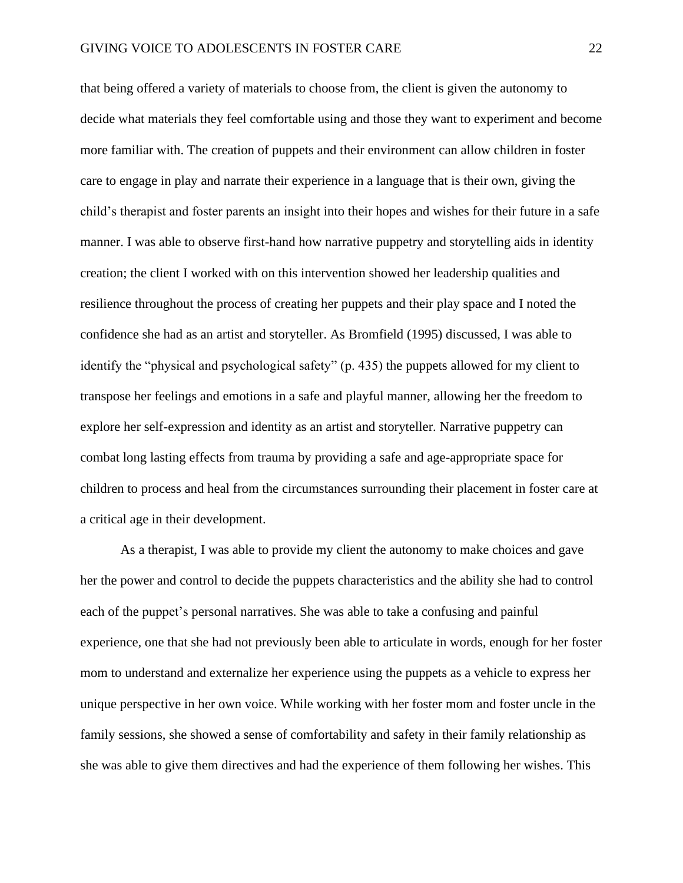that being offered a variety of materials to choose from, the client is given the autonomy to decide what materials they feel comfortable using and those they want to experiment and become more familiar with. The creation of puppets and their environment can allow children in foster care to engage in play and narrate their experience in a language that is their own, giving the child's therapist and foster parents an insight into their hopes and wishes for their future in a safe manner. I was able to observe first-hand how narrative puppetry and storytelling aids in identity creation; the client I worked with on this intervention showed her leadership qualities and resilience throughout the process of creating her puppets and their play space and I noted the confidence she had as an artist and storyteller. As Bromfield (1995) discussed, I was able to identify the "physical and psychological safety" (p. 435) the puppets allowed for my client to transpose her feelings and emotions in a safe and playful manner, allowing her the freedom to explore her self-expression and identity as an artist and storyteller. Narrative puppetry can combat long lasting effects from trauma by providing a safe and age-appropriate space for children to process and heal from the circumstances surrounding their placement in foster care at a critical age in their development.

As a therapist, I was able to provide my client the autonomy to make choices and gave her the power and control to decide the puppets characteristics and the ability she had to control each of the puppet's personal narratives. She was able to take a confusing and painful experience, one that she had not previously been able to articulate in words, enough for her foster mom to understand and externalize her experience using the puppets as a vehicle to express her unique perspective in her own voice. While working with her foster mom and foster uncle in the family sessions, she showed a sense of comfortability and safety in their family relationship as she was able to give them directives and had the experience of them following her wishes. This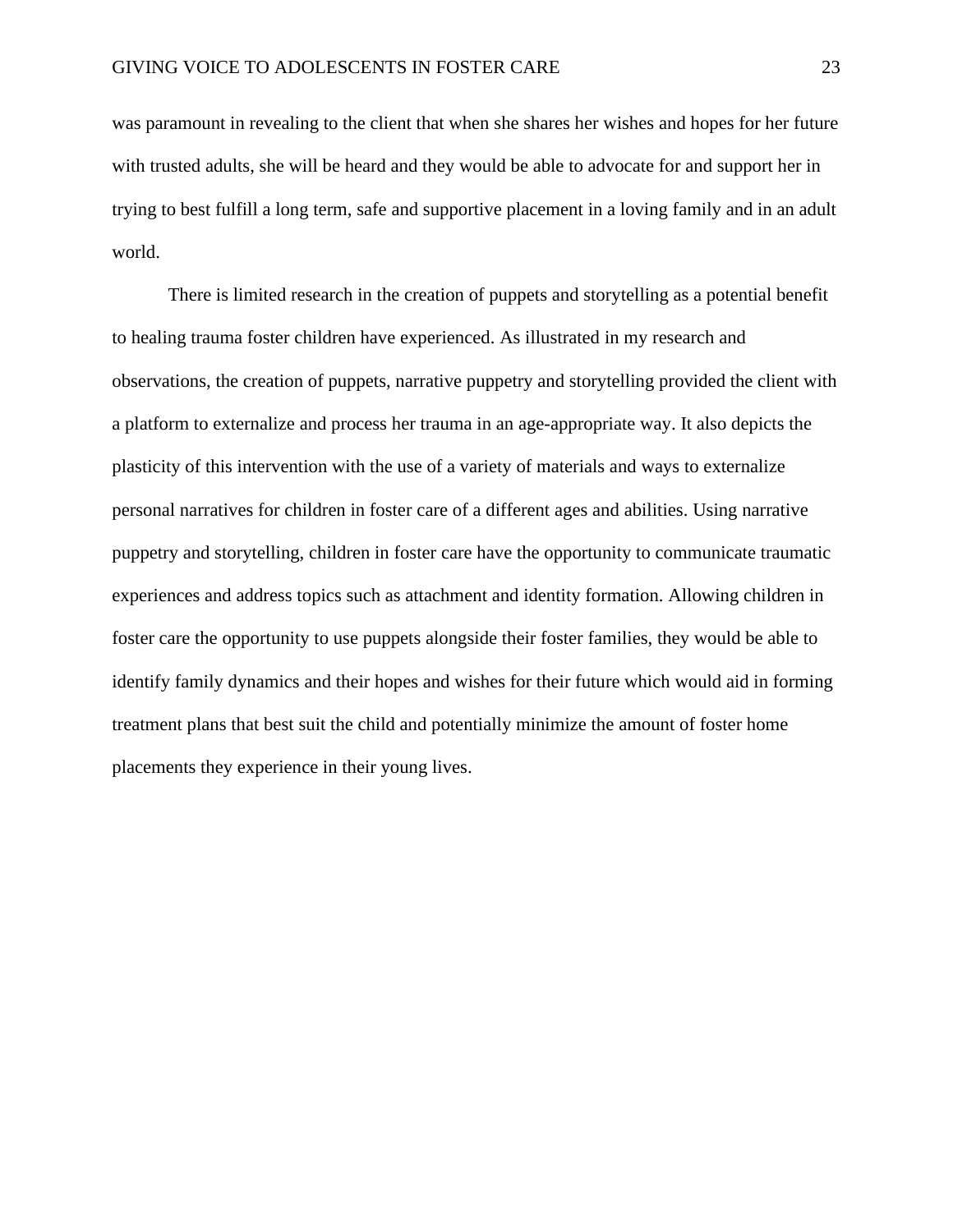was paramount in revealing to the client that when she shares her wishes and hopes for her future with trusted adults, she will be heard and they would be able to advocate for and support her in trying to best fulfill a long term, safe and supportive placement in a loving family and in an adult world.

There is limited research in the creation of puppets and storytelling as a potential benefit to healing trauma foster children have experienced. As illustrated in my research and observations, the creation of puppets, narrative puppetry and storytelling provided the client with a platform to externalize and process her trauma in an age-appropriate way. It also depicts the plasticity of this intervention with the use of a variety of materials and ways to externalize personal narratives for children in foster care of a different ages and abilities. Using narrative puppetry and storytelling, children in foster care have the opportunity to communicate traumatic experiences and address topics such as attachment and identity formation. Allowing children in foster care the opportunity to use puppets alongside their foster families, they would be able to identify family dynamics and their hopes and wishes for their future which would aid in forming treatment plans that best suit the child and potentially minimize the amount of foster home placements they experience in their young lives.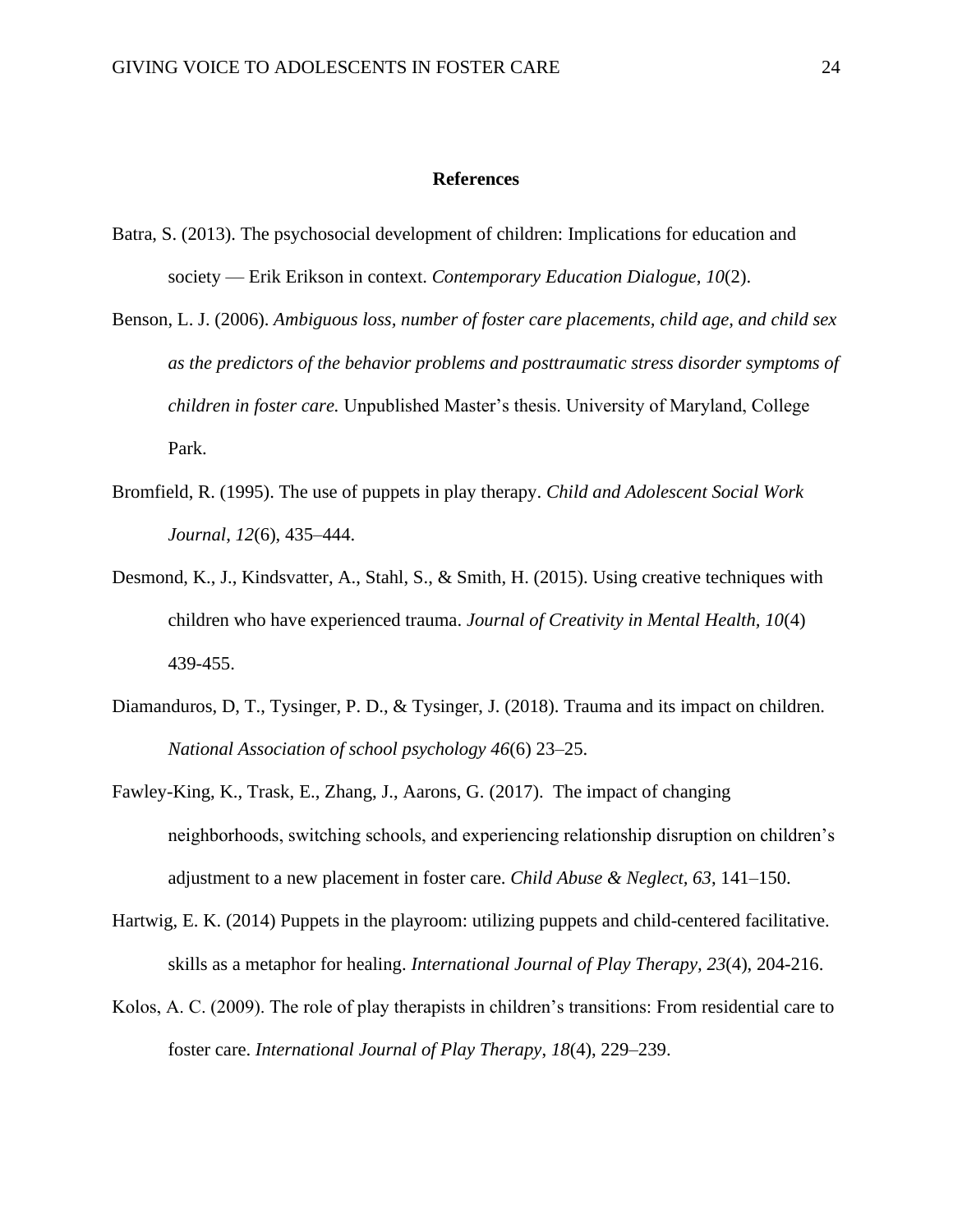**References**

Batra, S. (2013). The psychosocial development of children: Implications for education and society — Erik Erikson in context. *Contemporary Education Dialogue*, *10*(2).

Benson, L. J. (2006). *Ambiguous loss, number of foster care placements, child age, and child sex as the predictors of the behavior problems and posttraumatic stress disorder symptoms of children in foster care.* Unpublished Master's thesis. University of Maryland, College Park.

Bromfield, R. (1995). The use of puppets in play therapy. *Child and Adolescent Social Work Journal*, *12*(6), 435–444.

Desmond, K., J., Kindsvatter, A., Stahl, S., & Smith, H. (2015). Using creative techniques with children who have experienced trauma. *Journal of Creativity in Mental Health, 10*(4) 439-455.

Diamanduros, D, T., Tysinger, P. D., & Tysinger, J. (2018). Trauma and its impact on children. *National Association of school psychology 46*(6) 23–25.

Fawley-King, K., Trask, E., Zhang, J., Aarons, G. (2017). The impact of changing neighborhoods, switching schools, and experiencing relationship disruption on children's adjustment to a new placement in foster care. *Child Abuse & Neglect, 63*, 141–150.

Hartwig, E. K. (2014) Puppets in the playroom: utilizing puppets and child-centered facilitative. skills as a metaphor for healing. *International Journal of Play Therapy, 23*(4), 204-216.

Kolos, A. C. (2009). The role of play therapists in children's transitions: From residential care to foster care. *International Journal of Play Therapy*, *18*(4), 229–239.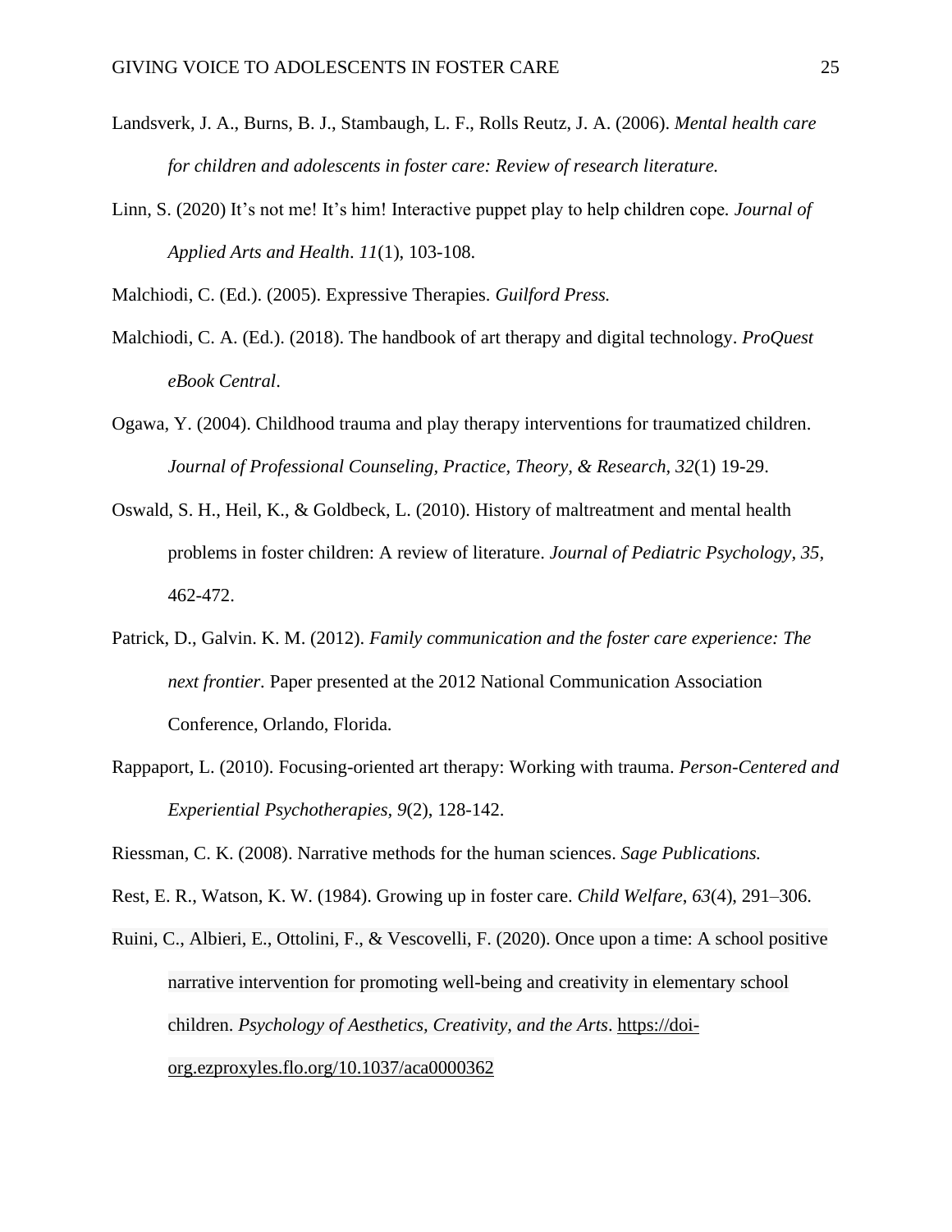Landsverk, J. A., Burns, B. J., Stambaugh, L. F., Rolls Reutz, J. A. (2006). *Mental health care for children and adolescents in foster care: Review of research literature.*

Linn, S. (2020) It's not me! It's him! Interactive puppet play to help children cope. *Journal of Applied Arts and Health*. *11*(1), 103-108.

Malchiodi, C. (Ed.). (2005). Expressive Therapies. *Guilford Press.*

Malchiodi, C. A. (Ed.). (2018). The handbook of art therapy and digital technology. *ProQuest eBook Central*.

Ogawa, Y. (2004). Childhood trauma and play therapy interventions for traumatized children. *Journal of Professional Counseling, Practice, Theory, & Research, 32*(1) 19-29.

Oswald, S. H., Heil, K., & Goldbeck, L. (2010). History of maltreatment and mental health problems in foster children: A review of literature. *Journal of Pediatric Psychology, 35*, 462-472.

Patrick, D., Galvin. K. M. (2012). *Family communication and the foster care experience: The next frontier.* Paper presented at the 2012 National Communication Association Conference, Orlando, Florida.

Rappaport, L. (2010). Focusing-oriented art therapy: Working with trauma. *Person-Centered and Experiential Psychotherapies, 9*(2), 128-142.

Riessman, C. K. (2008). Narrative methods for the human sciences. *Sage Publications.*

Rest, E. R., Watson, K. W. (1984). Growing up in foster care. *Child Welfare*, *63*(4), 291–306.

Ruini, C., Albieri, E., Ottolini, F., & Vescovelli, F. (2020). Once upon a time: A school positive narrative intervention for promoting well-being and creativity in elementary school children. *Psychology of Aesthetics, Creativity, and the Arts*. https://doi-org.ezproxyles.flo.org/10.1037/aca0000362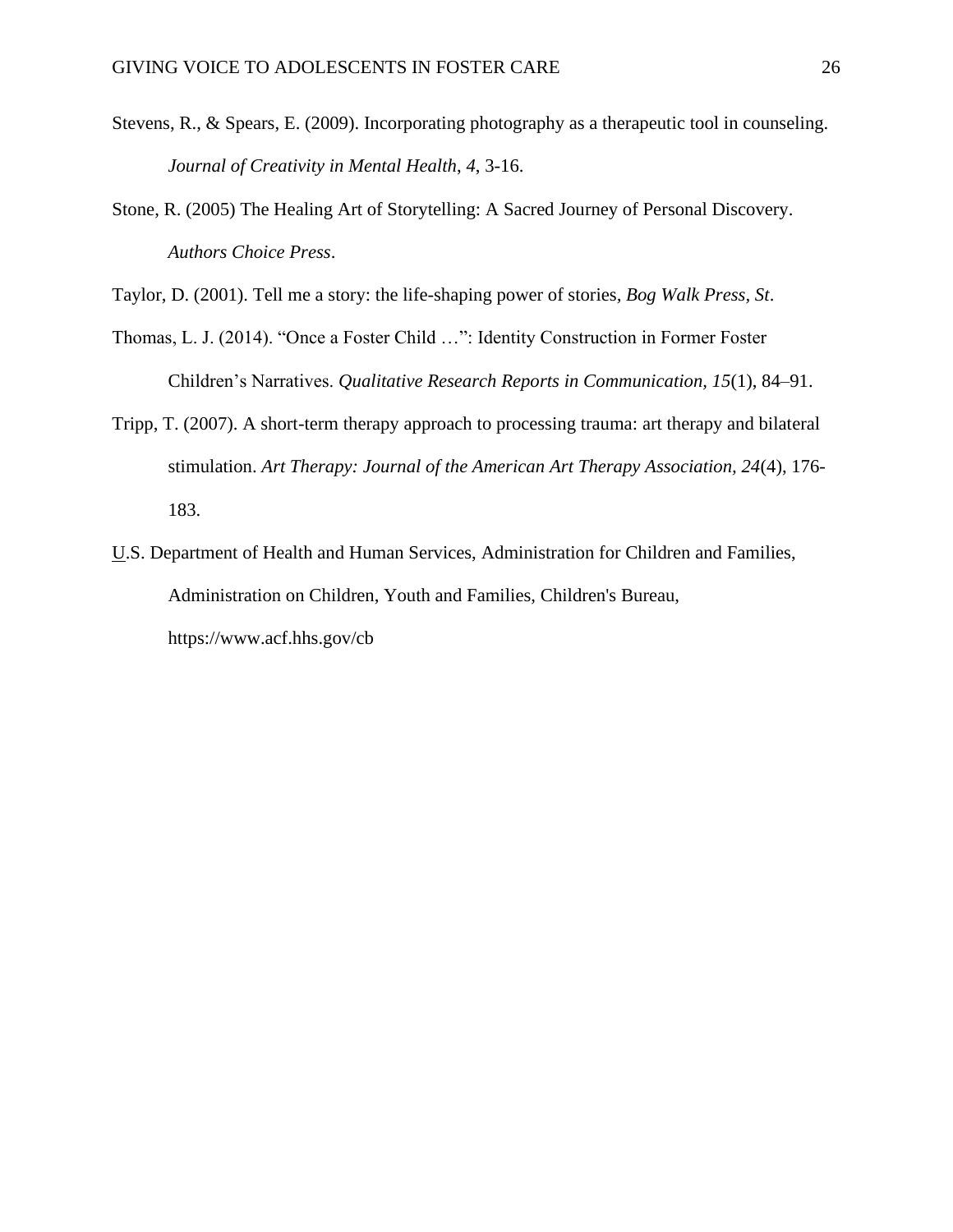Stevens, R., & Spears, E. (2009). Incorporating photography as a therapeutic tool in counseling. *Journal of Creativity in Mental Health*, *4*, 3-16.

Stone, R. (2005) The Healing Art of Storytelling: A Sacred Journey of Personal Discovery. *Authors Choice Press*.

Taylor, D. (2001). Tell me a story: the life-shaping power of stories, *Bog Walk Press, St*.

Thomas, L. J. (2014). “Once a Foster Child …”: Identity Construction in Former Foster Children’s Narratives. *Qualitative Research Reports in Communication, 15*(1), 84–91.

Tripp, T. (2007). A short-term therapy approach to processing trauma: art therapy and bilateral stimulation. *Art Therapy: Journal of the American Art Therapy Association, 24*(4), 176-183.

U.S. Department of Health and Human Services, Administration for Children and Families, Administration on Children, Youth and Families, Children's Bureau, https://www.acf.hhs.gov/cb